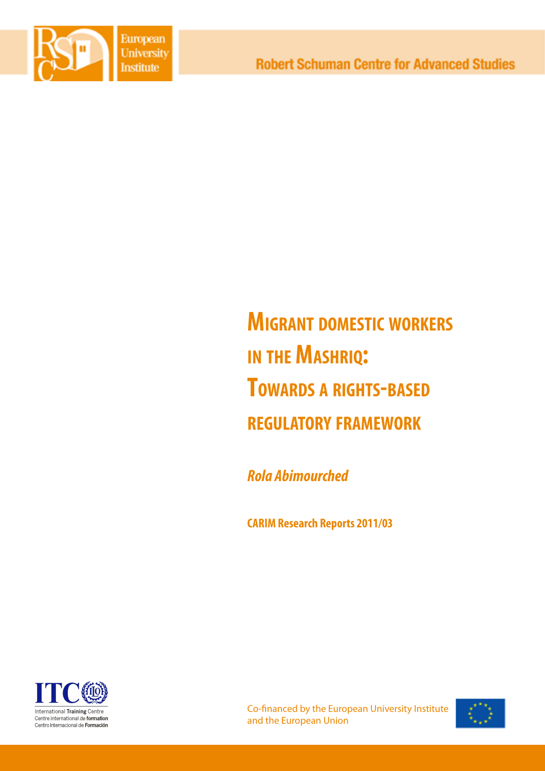Robert Schuman Centre for Advanced Studies

# Migrant domestic workers in the Mashriq: Towards a rights-based regulatory framework

***Rola Abimourched***

**CARIM Research Reports 2011/03**

Co-financed by the European University Institute and the European Union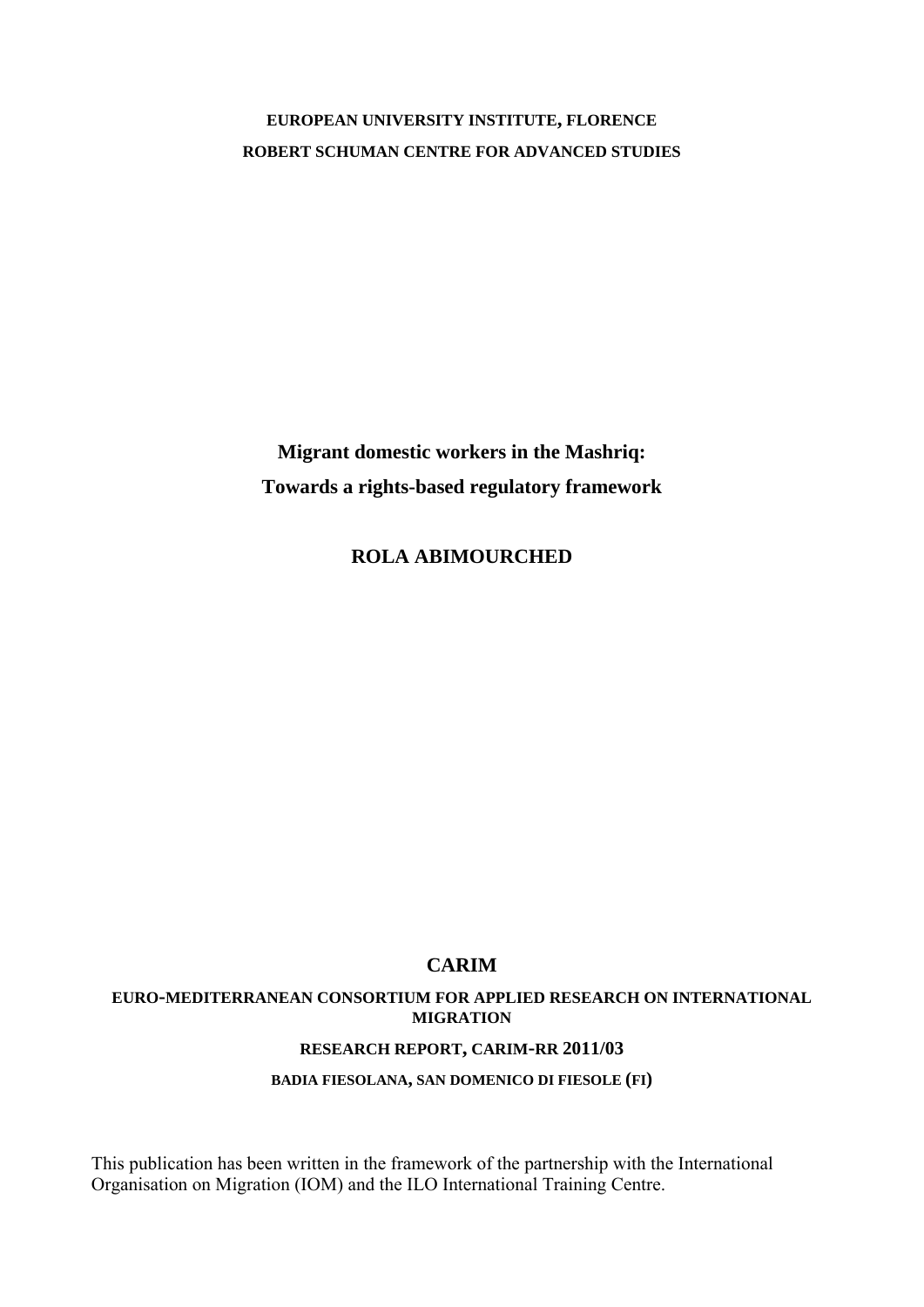**EUROPEAN UNIVERSITY INSTITUTE, FLORENCE**

**ROBERT SCHUMAN CENTRE FOR ADVANCED STUDIES**

# Migrant domestic workers in the Mashriq: Towards a rights-based regulatory framework

**ROLA ABIMOURCHED**

**CARIM**

**EURO-MEDITERRANEAN CONSORTIUM FOR APPLIED RESEARCH ON INTERNATIONAL MIGRATION**

**RESEARCH REPORT, CARIM-RR 2011/03**

**BADIA FIESOLANA, SAN DOMENICO DI FIESOLE (FI)**

This publication has been written in the framework of the partnership with the International Organisation on Migration (IOM) and the ILO International Training Centre.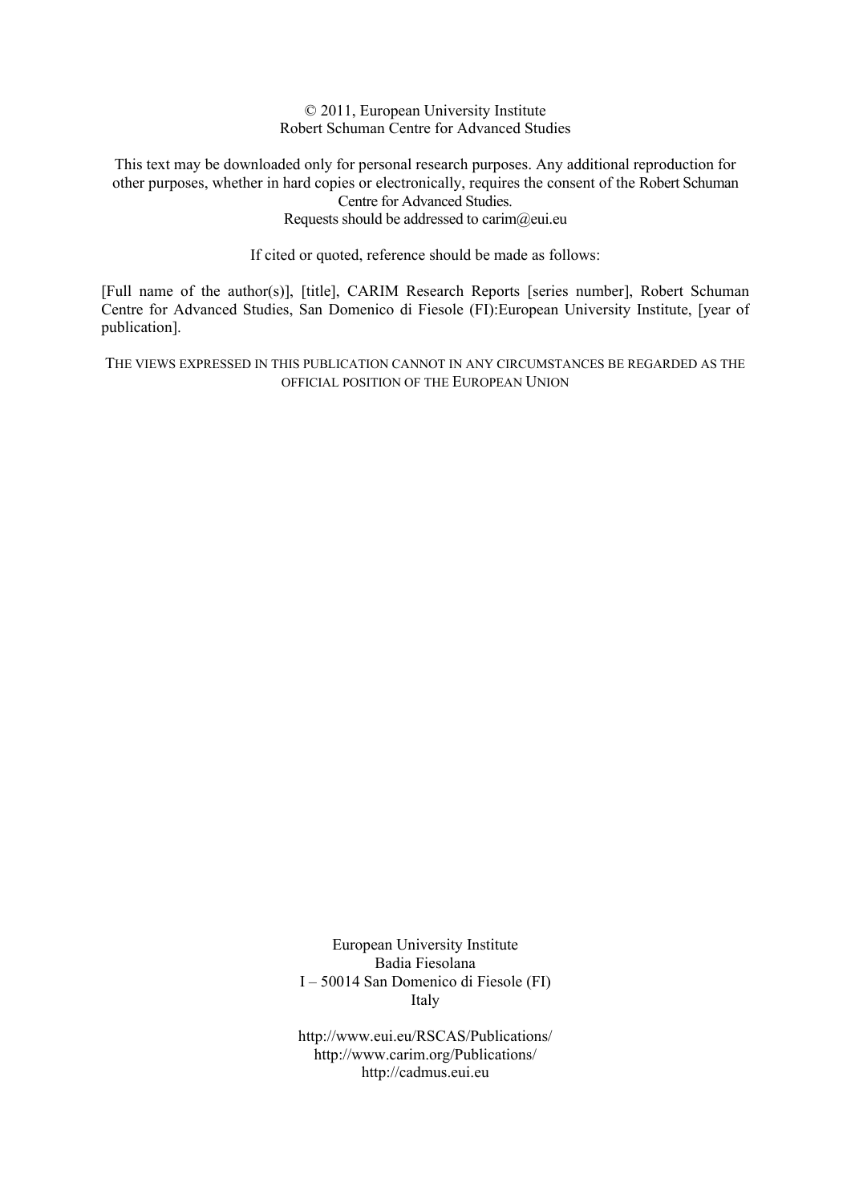© 2011, European University Institute
Robert Schuman Centre for Advanced Studies

This text may be downloaded only for personal research purposes. Any additional reproduction for other purposes, whether in hard copies or electronically, requires the consent of the Robert Schuman Centre for Advanced Studies.
Requests should be addressed to carim@eui.eu

If cited or quoted, reference should be made as follows:

[Full name of the author(s)], [title], CARIM Research Reports [series number], Robert Schuman Centre for Advanced Studies, San Domenico di Fiesole (FI):European University Institute, [year of publication].

THE VIEWS EXPRESSED IN THIS PUBLICATION CANNOT IN ANY CIRCUMSTANCES BE REGARDED AS THE OFFICIAL POSITION OF THE EUROPEAN UNION

European University Institute
Badia Fiesolana
I – 50014 San Domenico di Fiesole (FI)
Italy

http://www.eui.eu/RSCAS/Publications/
http://www.carim.org/Publications/
http://cadmus.eui.eu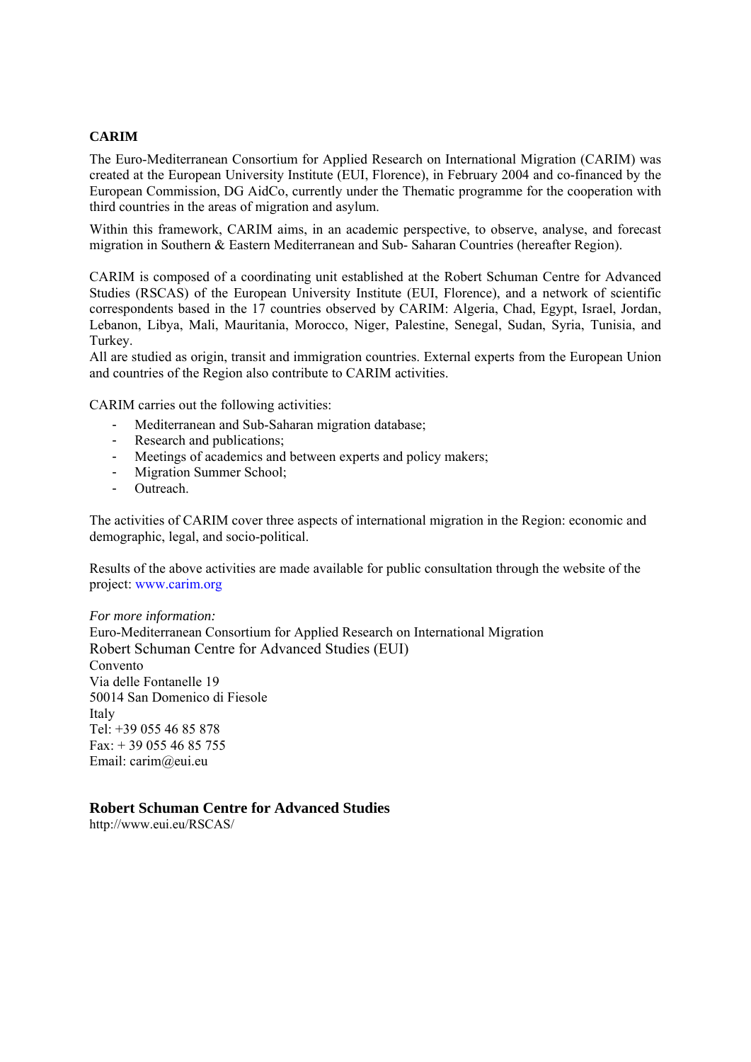**CARIM**

The Euro-Mediterranean Consortium for Applied Research on International Migration (CARIM) was created at the European University Institute (EUI, Florence), in February 2004 and co-financed by the European Commission, DG AidCo, currently under the Thematic programme for the cooperation with third countries in the areas of migration and asylum.

Within this framework, CARIM aims, in an academic perspective, to observe, analyse, and forecast migration in Southern & Eastern Mediterranean and Sub- Saharan Countries (hereafter Region).

CARIM is composed of a coordinating unit established at the Robert Schuman Centre for Advanced Studies (RSCAS) of the European University Institute (EUI, Florence), and a network of scientific correspondents based in the 17 countries observed by CARIM: Algeria, Chad, Egypt, Israel, Jordan, Lebanon, Libya, Mali, Mauritania, Morocco, Niger, Palestine, Senegal, Sudan, Syria, Tunisia, and Turkey.
All are studied as origin, transit and immigration countries. External experts from the European Union and countries of the Region also contribute to CARIM activities.

CARIM carries out the following activities:

- Mediterranean and Sub-Saharan migration database;
- Research and publications;
- Meetings of academics and between experts and policy makers;
- Migration Summer School;
- Outreach.

The activities of CARIM cover three aspects of international migration in the Region: economic and demographic, legal, and socio-political.

Results of the above activities are made available for public consultation through the website of the project: www.carim.org

*For more information:*
Euro-Mediterranean Consortium for Applied Research on International Migration
Robert Schuman Centre for Advanced Studies (EUI)
Convento
Via delle Fontanelle 19
50014 San Domenico di Fiesole
Italy
Tel: +39 055 46 85 878
Fax: + 39 055 46 85 755
Email: carim@eui.eu

**Robert Schuman Centre for Advanced Studies**
http://www.eui.eu/RSCAS/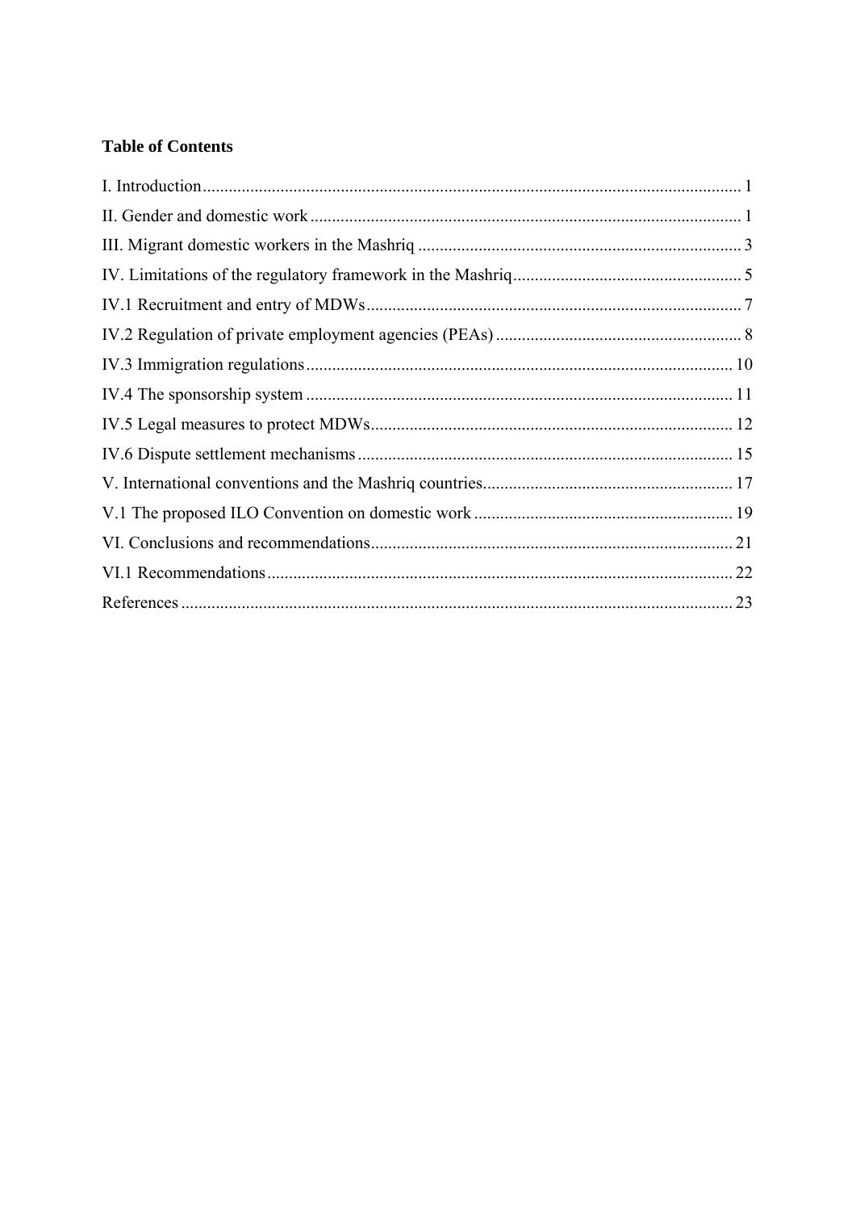**Table of Contents**

I. Introduction ........................................................................................................................ 1
II. Gender and domestic work ................................................................................................ 1
III. Migrant domestic workers in the Mashriq ....................................................................... 3
IV. Limitations of the regulatory framework in the Mashriq ................................................. 5
IV.1 Recruitment and entry of MDWs .................................................................................. 7
IV.2 Regulation of private employment agencies (PEAs) ..................................................... 8
IV.3 Immigration regulations .............................................................................................. 10
IV.4 The sponsorship system .............................................................................................. 11
IV.5 Legal measures to protect MDWs ................................................................................ 12
IV.6 Dispute settlement mechanisms ................................................................................... 15
V. International conventions and the Mashriq countries ...................................................... 17
V.1 The proposed ILO Convention on domestic work ........................................................ 19
VI. Conclusions and recommendations ................................................................................ 21
VI.1 Recommendations ....................................................................................................... 22
References ........................................................................................................................... 23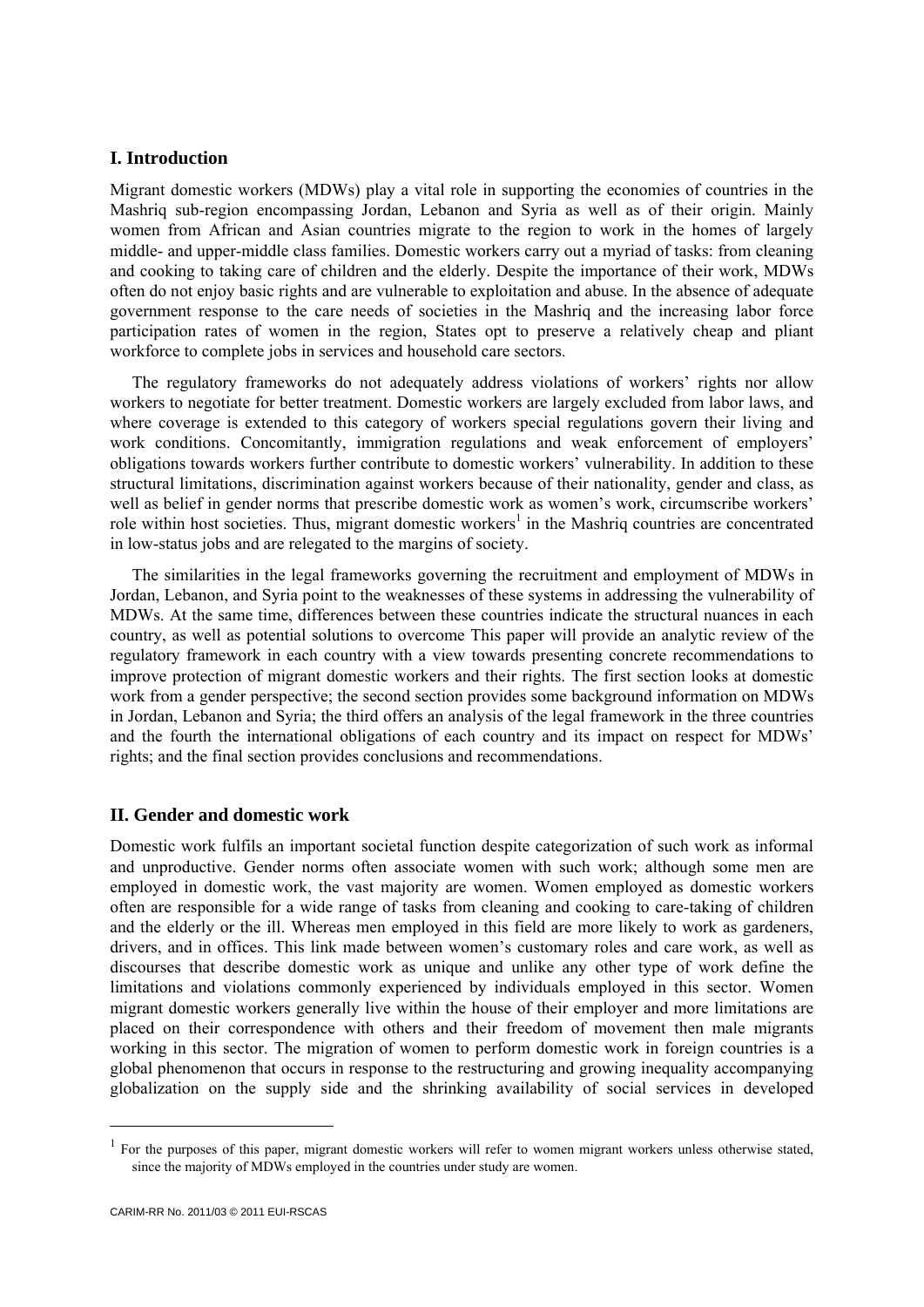## I. Introduction

Migrant domestic workers (MDWs) play a vital role in supporting the economies of countries in the Mashriq sub-region encompassing Jordan, Lebanon and Syria as well as of their origin. Mainly women from African and Asian countries migrate to the region to work in the homes of largely middle- and upper-middle class families. Domestic workers carry out a myriad of tasks: from cleaning and cooking to taking care of children and the elderly. Despite the importance of their work, MDWs often do not enjoy basic rights and are vulnerable to exploitation and abuse. In the absence of adequate government response to the care needs of societies in the Mashriq and the increasing labor force participation rates of women in the region, States opt to preserve a relatively cheap and pliant workforce to complete jobs in services and household care sectors.

The regulatory frameworks do not adequately address violations of workers' rights nor allow workers to negotiate for better treatment. Domestic workers are largely excluded from labor laws, and where coverage is extended to this category of workers special regulations govern their living and work conditions. Concomitantly, immigration regulations and weak enforcement of employers' obligations towards workers further contribute to domestic workers' vulnerability. In addition to these structural limitations, discrimination against workers because of their nationality, gender and class, as well as belief in gender norms that prescribe domestic work as women's work, circumscribe workers' role within host societies. Thus, migrant domestic workers[1] in the Mashriq countries are concentrated in low-status jobs and are relegated to the margins of society.

The similarities in the legal frameworks governing the recruitment and employment of MDWs in Jordan, Lebanon, and Syria point to the weaknesses of these systems in addressing the vulnerability of MDWs. At the same time, differences between these countries indicate the structural nuances in each country, as well as potential solutions to overcome This paper will provide an analytic review of the regulatory framework in each country with a view towards presenting concrete recommendations to improve protection of migrant domestic workers and their rights. The first section looks at domestic work from a gender perspective; the second section provides some background information on MDWs in Jordan, Lebanon and Syria; the third offers an analysis of the legal framework in the three countries and the fourth the international obligations of each country and its impact on respect for MDWs' rights; and the final section provides conclusions and recommendations.

## II. Gender and domestic work

Domestic work fulfils an important societal function despite categorization of such work as informal and unproductive. Gender norms often associate women with such work; although some men are employed in domestic work, the vast majority are women. Women employed as domestic workers often are responsible for a wide range of tasks from cleaning and cooking to care-taking of children and the elderly or the ill. Whereas men employed in this field are more likely to work as gardeners, drivers, and in offices. This link made between women's customary roles and care work, as well as discourses that describe domestic work as unique and unlike any other type of work define the limitations and violations commonly experienced by individuals employed in this sector. Women migrant domestic workers generally live within the house of their employer and more limitations are placed on their correspondence with others and their freedom of movement then male migrants working in this sector. The migration of women to perform domestic work in foreign countries is a global phenomenon that occurs in response to the restructuring and growing inequality accompanying globalization on the supply side and the shrinking availability of social services in developed

[1] For the purposes of this paper, migrant domestic workers will refer to women migrant workers unless otherwise stated, since the majority of MDWs employed in the countries under study are women.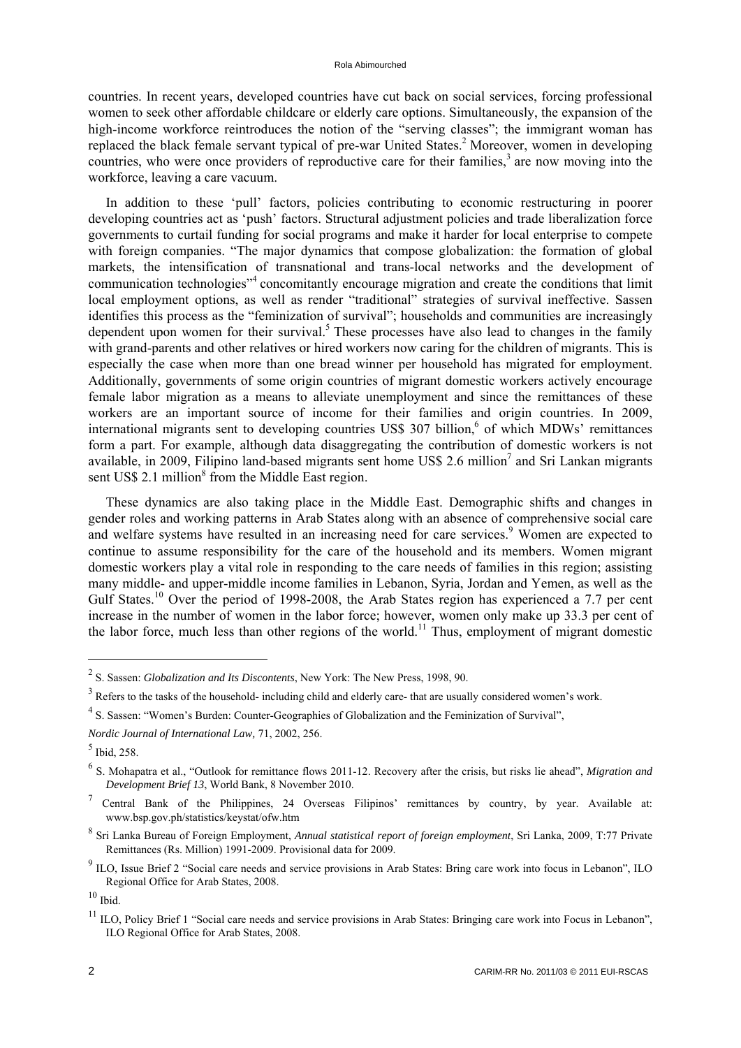countries. In recent years, developed countries have cut back on social services, forcing professional women to seek other affordable childcare or elderly care options. Simultaneously, the expansion of the high-income workforce reintroduces the notion of the "serving classes"; the immigrant woman has replaced the black female servant typical of pre-war United States.[2] Moreover, women in developing countries, who were once providers of reproductive care for their families,[3] are now moving into the workforce, leaving a care vacuum.

In addition to these 'pull' factors, policies contributing to economic restructuring in poorer developing countries act as 'push' factors. Structural adjustment policies and trade liberalization force governments to curtail funding for social programs and make it harder for local enterprise to compete with foreign companies. "The major dynamics that compose globalization: the formation of global markets, the intensification of transnational and trans-local networks and the development of communication technologies"[4] concomitantly encourage migration and create the conditions that limit local employment options, as well as render "traditional" strategies of survival ineffective. Sassen identifies this process as the "feminization of survival"; households and communities are increasingly dependent upon women for their survival.[5] These processes have also lead to changes in the family with grand-parents and other relatives or hired workers now caring for the children of migrants. This is especially the case when more than one bread winner per household has migrated for employment. Additionally, governments of some origin countries of migrant domestic workers actively encourage female labor migration as a means to alleviate unemployment and since the remittances of these workers are an important source of income for their families and origin countries. In 2009, international migrants sent to developing countries US$ 307 billion,[6] of which MDWs' remittances form a part. For example, although data disaggregating the contribution of domestic workers is not available, in 2009, Filipino land-based migrants sent home US$ 2.6 million[7] and Sri Lankan migrants sent US$ 2.1 million[8] from the Middle East region.

These dynamics are also taking place in the Middle East. Demographic shifts and changes in gender roles and working patterns in Arab States along with an absence of comprehensive social care and welfare systems have resulted in an increasing need for care services.[9] Women are expected to continue to assume responsibility for the care of the household and its members. Women migrant domestic workers play a vital role in responding to the care needs of families in this region; assisting many middle- and upper-middle income families in Lebanon, Syria, Jordan and Yemen, as well as the Gulf States.[10] Over the period of 1998-2008, the Arab States region has experienced a 7.7 per cent increase in the number of women in the labor force; however, women only make up 33.3 per cent of the labor force, much less than other regions of the world.[11] Thus, employment of migrant domestic

---

[2] S. Sassen: *Globalization and Its Discontents*, New York: The New Press, 1998, 90.

[3] Refers to the tasks of the household- including child and elderly care- that are usually considered women's work.

[4] S. Sassen: "Women's Burden: Counter-Geographies of Globalization and the Feminization of Survival", *Nordic Journal of International Law,* 71, 2002, 256.

[5] Ibid, 258.

[6] S. Mohapatra et al., "Outlook for remittance flows 2011-12. Recovery after the crisis, but risks lie ahead", *Migration and Development Brief 13*, World Bank, 8 November 2010.

[7] Central Bank of the Philippines, 24 Overseas Filipinos' remittances by country, by year. Available at: www.bsp.gov.ph/statistics/keystat/ofw.htm

[8] Sri Lanka Bureau of Foreign Employment, *Annual statistical report of foreign employment*, Sri Lanka, 2009, T:77 Private Remittances (Rs. Million) 1991-2009. Provisional data for 2009.

[9] ILO, Issue Brief 2 "Social care needs and service provisions in Arab States: Bring care work into focus in Lebanon", ILO Regional Office for Arab States, 2008.

[10] Ibid.

[11] ILO, Policy Brief 1 "Social care needs and service provisions in Arab States: Bringing care work into Focus in Lebanon", ILO Regional Office for Arab States, 2008.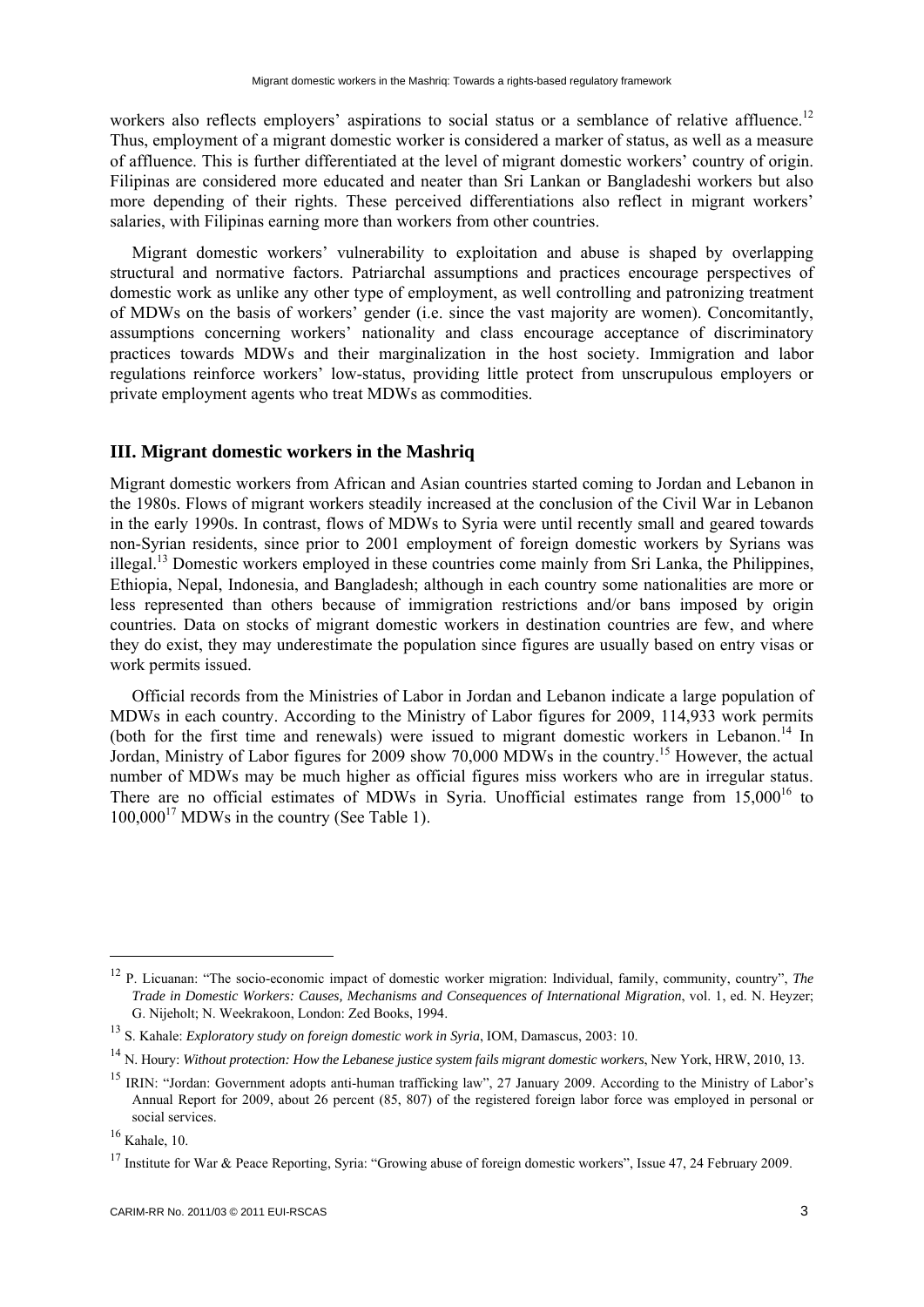workers also reflects employers' aspirations to social status or a semblance of relative affluence.[12] Thus, employment of a migrant domestic worker is considered a marker of status, as well as a measure of affluence. This is further differentiated at the level of migrant domestic workers' country of origin. Filipinas are considered more educated and neater than Sri Lankan or Bangladeshi workers but also more depending of their rights. These perceived differentiations also reflect in migrant workers' salaries, with Filipinas earning more than workers from other countries.

Migrant domestic workers' vulnerability to exploitation and abuse is shaped by overlapping structural and normative factors. Patriarchal assumptions and practices encourage perspectives of domestic work as unlike any other type of employment, as well controlling and patronizing treatment of MDWs on the basis of workers' gender (i.e. since the vast majority are women). Concomitantly, assumptions concerning workers' nationality and class encourage acceptance of discriminatory practices towards MDWs and their marginalization in the host society. Immigration and labor regulations reinforce workers' low-status, providing little protect from unscrupulous employers or private employment agents who treat MDWs as commodities.

## III. Migrant domestic workers in the Mashriq

Migrant domestic workers from African and Asian countries started coming to Jordan and Lebanon in the 1980s. Flows of migrant workers steadily increased at the conclusion of the Civil War in Lebanon in the early 1990s. In contrast, flows of MDWs to Syria were until recently small and geared towards non-Syrian residents, since prior to 2001 employment of foreign domestic workers by Syrians was illegal.[13] Domestic workers employed in these countries come mainly from Sri Lanka, the Philippines, Ethiopia, Nepal, Indonesia, and Bangladesh; although in each country some nationalities are more or less represented than others because of immigration restrictions and/or bans imposed by origin countries. Data on stocks of migrant domestic workers in destination countries are few, and where they do exist, they may underestimate the population since figures are usually based on entry visas or work permits issued.

Official records from the Ministries of Labor in Jordan and Lebanon indicate a large population of MDWs in each country. According to the Ministry of Labor figures for 2009, 114,933 work permits (both for the first time and renewals) were issued to migrant domestic workers in Lebanon.[14] In Jordan, Ministry of Labor figures for 2009 show 70,000 MDWs in the country.[15] However, the actual number of MDWs may be much higher as official figures miss workers who are in irregular status. There are no official estimates of MDWs in Syria. Unofficial estimates range from 15,000[16] to 100,000[17] MDWs in the country (See Table 1).

---

[12] P. Licuanan: "The socio-economic impact of domestic worker migration: Individual, family, community, country", *The Trade in Domestic Workers: Causes, Mechanisms and Consequences of International Migration*, vol. 1, ed. N. Heyzer; G. Nijeholt; N. Weekrakoon, London: Zed Books, 1994.

[13] S. Kahale: *Exploratory study on foreign domestic work in Syria*, IOM, Damascus, 2003: 10.

[14] N. Houry: *Without protection: How the Lebanese justice system fails migrant domestic workers*, New York, HRW, 2010, 13.

[15] IRIN: "Jordan: Government adopts anti-human trafficking law", 27 January 2009. According to the Ministry of Labor's Annual Report for 2009, about 26 percent (85, 807) of the registered foreign labor force was employed in personal or social services.

[16] Kahale, 10.

[17] Institute for War & Peace Reporting, Syria: "Growing abuse of foreign domestic workers", Issue 47, 24 February 2009.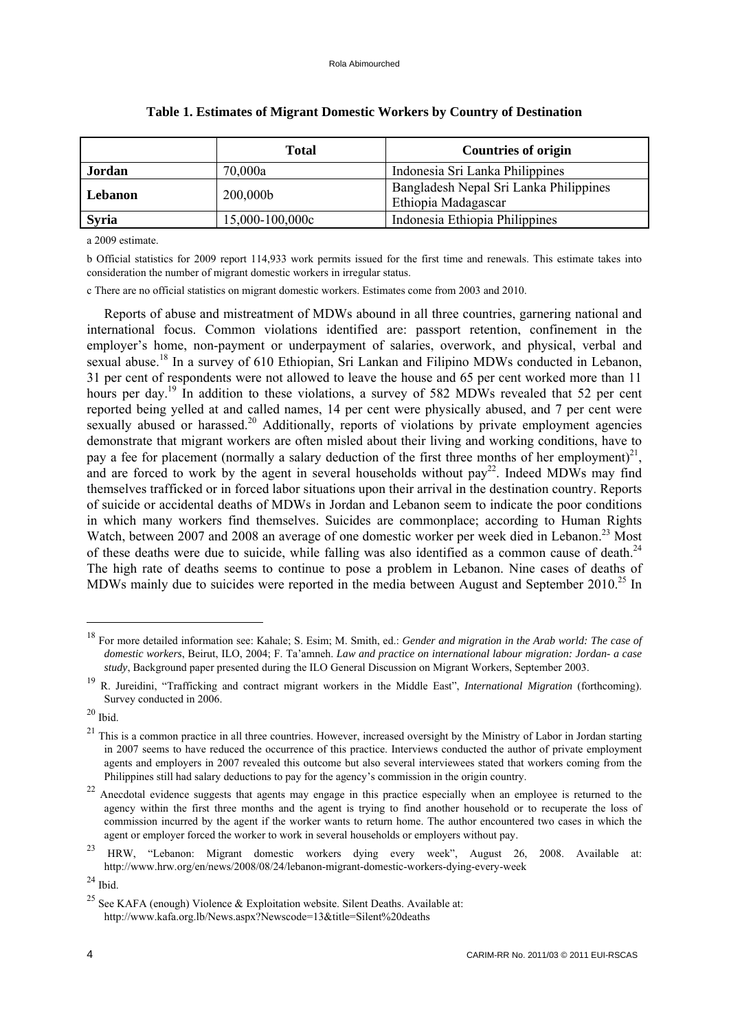**Table 1. Estimates of Migrant Domestic Workers by Country of Destination**

| | Total | Countries of origin |
|---|---|---|
| **Jordan** | 70,000a | Indonesia Sri Lanka Philippines |
| **Lebanon** | 200,000b | Bangladesh Nepal Sri Lanka Philippines Ethiopia Madagascar |
| **Syria** | 15,000-100,000c | Indonesia Ethiopia Philippines |

a 2009 estimate.

b Official statistics for 2009 report 114,933 work permits issued for the first time and renewals. This estimate takes into consideration the number of migrant domestic workers in irregular status.

c There are no official statistics on migrant domestic workers. Estimates come from 2003 and 2010.

Reports of abuse and mistreatment of MDWs abound in all three countries, garnering national and international focus. Common violations identified are: passport retention, confinement in the employer's home, non-payment or underpayment of salaries, overwork, and physical, verbal and sexual abuse.[18] In a survey of 610 Ethiopian, Sri Lankan and Filipino MDWs conducted in Lebanon, 31 per cent of respondents were not allowed to leave the house and 65 per cent worked more than 11 hours per day.[19] In addition to these violations, a survey of 582 MDWs revealed that 52 per cent reported being yelled at and called names, 14 per cent were physically abused, and 7 per cent were sexually abused or harassed.[20] Additionally, reports of violations by private employment agencies demonstrate that migrant workers are often misled about their living and working conditions, have to pay a fee for placement (normally a salary deduction of the first three months of her employment)[21], and are forced to work by the agent in several households without pay[22]. Indeed MDWs may find themselves trafficked or in forced labor situations upon their arrival in the destination country. Reports of suicide or accidental deaths of MDWs in Jordan and Lebanon seem to indicate the poor conditions in which many workers find themselves. Suicides are commonplace; according to Human Rights Watch, between 2007 and 2008 an average of one domestic worker per week died in Lebanon.[23] Most of these deaths were due to suicide, while falling was also identified as a common cause of death.[24] The high rate of deaths seems to continue to pose a problem in Lebanon. Nine cases of deaths of MDWs mainly due to suicides were reported in the media between August and September 2010.[25] In

---

[18] For more detailed information see: Kahale; S. Esim; M. Smith, ed.: *Gender and migration in the Arab world: The case of domestic workers*, Beirut, ILO, 2004; F. Ta'amneh. *Law and practice on international labour migration: Jordan- a case study*, Background paper presented during the ILO General Discussion on Migrant Workers, September 2003.

[19] R. Jureidini, "Trafficking and contract migrant workers in the Middle East", *International Migration* (forthcoming). Survey conducted in 2006.

[20] Ibid.

[21] This is a common practice in all three countries. However, increased oversight by the Ministry of Labor in Jordan starting in 2007 seems to have reduced the occurrence of this practice. Interviews conducted the author of private employment agents and employers in 2007 revealed this outcome but also several interviewees stated that workers coming from the Philippines still had salary deductions to pay for the agency's commission in the origin country.

[22] Anecdotal evidence suggests that agents may engage in this practice especially when an employee is returned to the agency within the first three months and the agent is trying to find another household or to recuperate the loss of commission incurred by the agent if the worker wants to return home. The author encountered two cases in which the agent or employer forced the worker to work in several households or employers without pay.

[23] HRW, "Lebanon: Migrant domestic workers dying every week", August 26, 2008. Available at: http://www.hrw.org/en/news/2008/08/24/lebanon-migrant-domestic-workers-dying-every-week

[24] Ibid.

[25] See KAFA (enough) Violence & Exploitation website. Silent Deaths. Available at: http://www.kafa.org.lb/News.aspx?Newscode=13&title=Silent%20deaths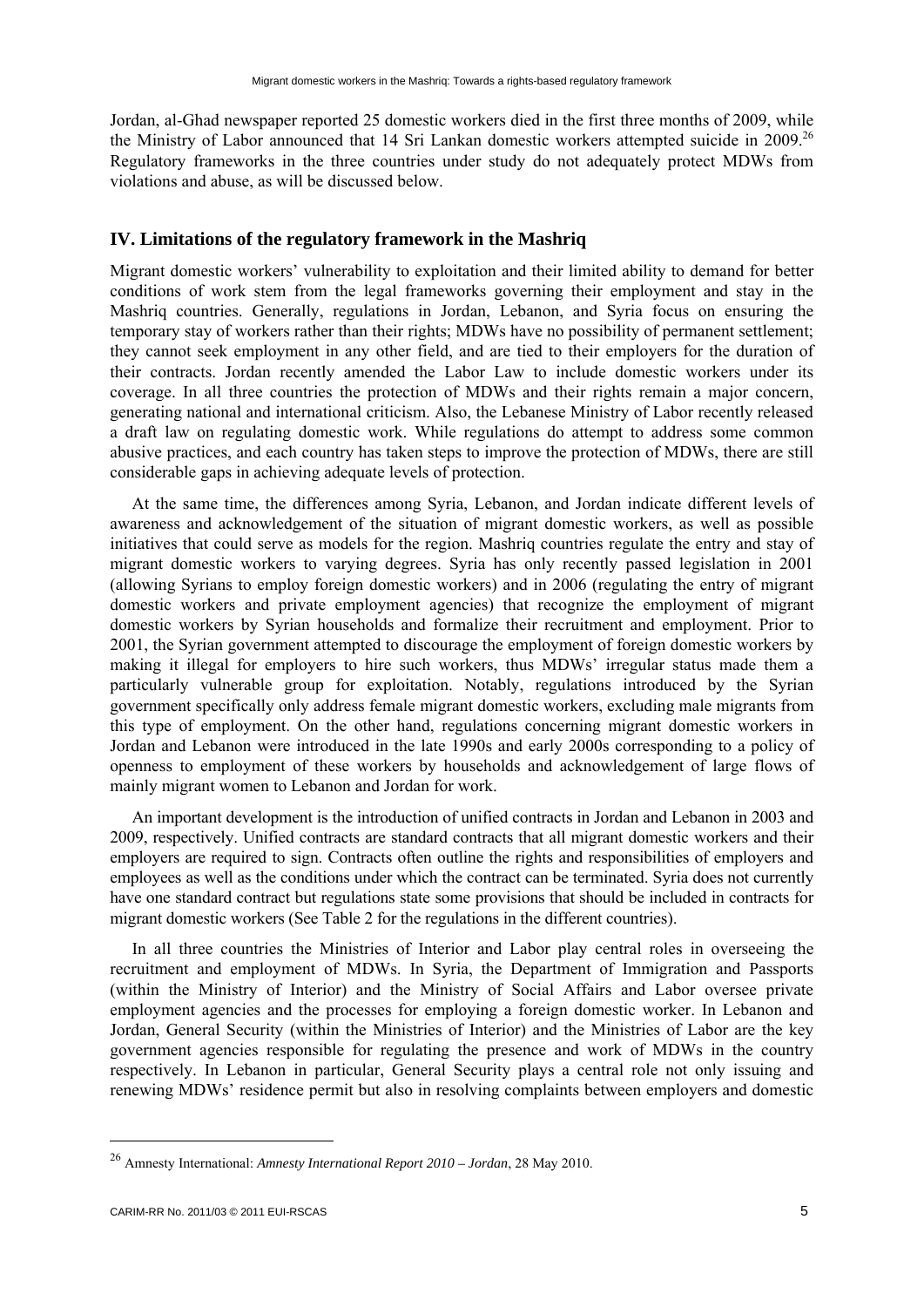Jordan, al-Ghad newspaper reported 25 domestic workers died in the first three months of 2009, while the Ministry of Labor announced that 14 Sri Lankan domestic workers attempted suicide in 2009.[26] Regulatory frameworks in the three countries under study do not adequately protect MDWs from violations and abuse, as will be discussed below.

## IV. Limitations of the regulatory framework in the Mashriq

Migrant domestic workers' vulnerability to exploitation and their limited ability to demand for better conditions of work stem from the legal frameworks governing their employment and stay in the Mashriq countries. Generally, regulations in Jordan, Lebanon, and Syria focus on ensuring the temporary stay of workers rather than their rights; MDWs have no possibility of permanent settlement; they cannot seek employment in any other field, and are tied to their employers for the duration of their contracts. Jordan recently amended the Labor Law to include domestic workers under its coverage. In all three countries the protection of MDWs and their rights remain a major concern, generating national and international criticism. Also, the Lebanese Ministry of Labor recently released a draft law on regulating domestic work. While regulations do attempt to address some common abusive practices, and each country has taken steps to improve the protection of MDWs, there are still considerable gaps in achieving adequate levels of protection.

At the same time, the differences among Syria, Lebanon, and Jordan indicate different levels of awareness and acknowledgement of the situation of migrant domestic workers, as well as possible initiatives that could serve as models for the region. Mashriq countries regulate the entry and stay of migrant domestic workers to varying degrees. Syria has only recently passed legislation in 2001 (allowing Syrians to employ foreign domestic workers) and in 2006 (regulating the entry of migrant domestic workers and private employment agencies) that recognize the employment of migrant domestic workers by Syrian households and formalize their recruitment and employment. Prior to 2001, the Syrian government attempted to discourage the employment of foreign domestic workers by making it illegal for employers to hire such workers, thus MDWs' irregular status made them a particularly vulnerable group for exploitation. Notably, regulations introduced by the Syrian government specifically only address female migrant domestic workers, excluding male migrants from this type of employment. On the other hand, regulations concerning migrant domestic workers in Jordan and Lebanon were introduced in the late 1990s and early 2000s corresponding to a policy of openness to employment of these workers by households and acknowledgement of large flows of mainly migrant women to Lebanon and Jordan for work.

An important development is the introduction of unified contracts in Jordan and Lebanon in 2003 and 2009, respectively. Unified contracts are standard contracts that all migrant domestic workers and their employers are required to sign. Contracts often outline the rights and responsibilities of employers and employees as well as the conditions under which the contract can be terminated. Syria does not currently have one standard contract but regulations state some provisions that should be included in contracts for migrant domestic workers (See Table 2 for the regulations in the different countries).

In all three countries the Ministries of Interior and Labor play central roles in overseeing the recruitment and employment of MDWs. In Syria, the Department of Immigration and Passports (within the Ministry of Interior) and the Ministry of Social Affairs and Labor oversee private employment agencies and the processes for employing a foreign domestic worker. In Lebanon and Jordan, General Security (within the Ministries of Interior) and the Ministries of Labor are the key government agencies responsible for regulating the presence and work of MDWs in the country respectively. In Lebanon in particular, General Security plays a central role not only issuing and renewing MDWs' residence permit but also in resolving complaints between employers and domestic

[26] Amnesty International: *Amnesty International Report 2010 – Jordan*, 28 May 2010.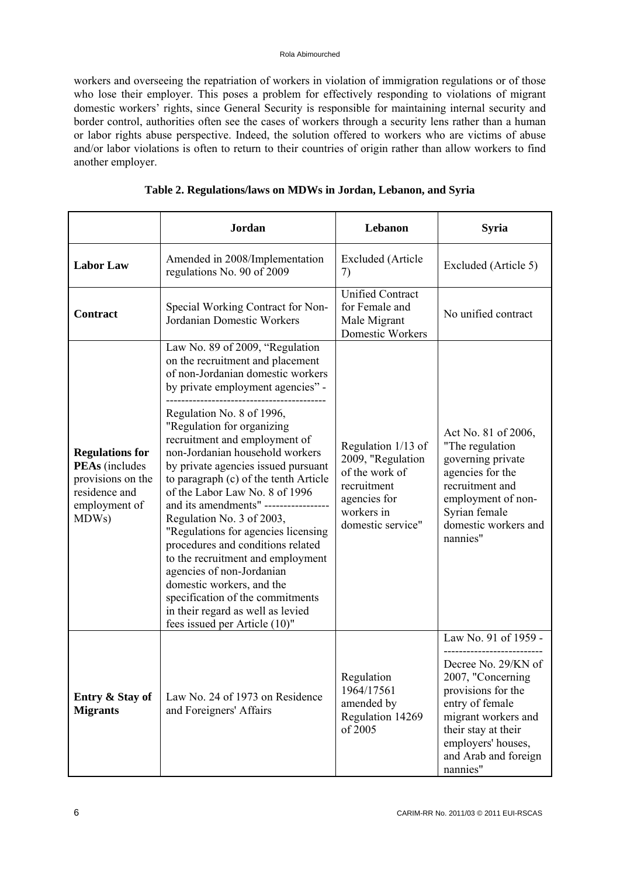workers and overseeing the repatriation of workers in violation of immigration regulations or of those who lose their employer. This poses a problem for effectively responding to violations of migrant domestic workers' rights, since General Security is responsible for maintaining internal security and border control, authorities often see the cases of workers through a security lens rather than a human or labor rights abuse perspective. Indeed, the solution offered to workers who are victims of abuse and/or labor violations is often to return to their countries of origin rather than allow workers to find another employer.

**Table 2. Regulations/laws on MDWs in Jordan, Lebanon, and Syria**

| | **Jordan** | **Lebanon** | **Syria** |
|---|---|---|---|
| **Labor Law** | Amended in 2008/Implementation regulations No. 90 of 2009 | Excluded (Article 7) | Excluded (Article 5) |
| **Contract** | Special Working Contract for Non-Jordanian Domestic Workers | Unified Contract for Female and Male Migrant Domestic Workers | No unified contract |
| **Regulations for PEAs** (includes provisions on the residence and employment of MDWs) | Law No. 89 of 2009, "Regulation on the recruitment and placement of non-Jordanian domestic workers by private employment agencies" ------------------------------------------ Regulation No. 8 of 1996, "Regulation for organizing recruitment and employment of non-Jordanian household workers by private agencies issued pursuant to paragraph (c) of the tenth Article of the Labor Law No. 8 of 1996 and its amendments" ----------------- Regulation No. 3 of 2003, "Regulations for agencies licensing procedures and conditions related to the recruitment and employment agencies of non-Jordanian domestic workers, and the specification of the commitments in their regard as well as levied fees issued per Article (10)" | Regulation 1/13 of 2009, "Regulation of the work of recruitment agencies for workers in domestic service" | Act No. 81 of 2006, "The regulation governing private agencies for the recruitment and employment of non-Syrian female domestic workers and nannies" |
| **Entry & Stay of Migrants** | Law No. 24 of 1973 on Residence and Foreigners' Affairs | Regulation 1964/17561 amended by Regulation 14269 of 2005 | Law No. 91 of 1959 - -------------------------- Decree No. 29/KN of 2007, "Concerning provisions for the entry of female migrant workers and their stay at their employers' houses, and Arab and foreign nannies" |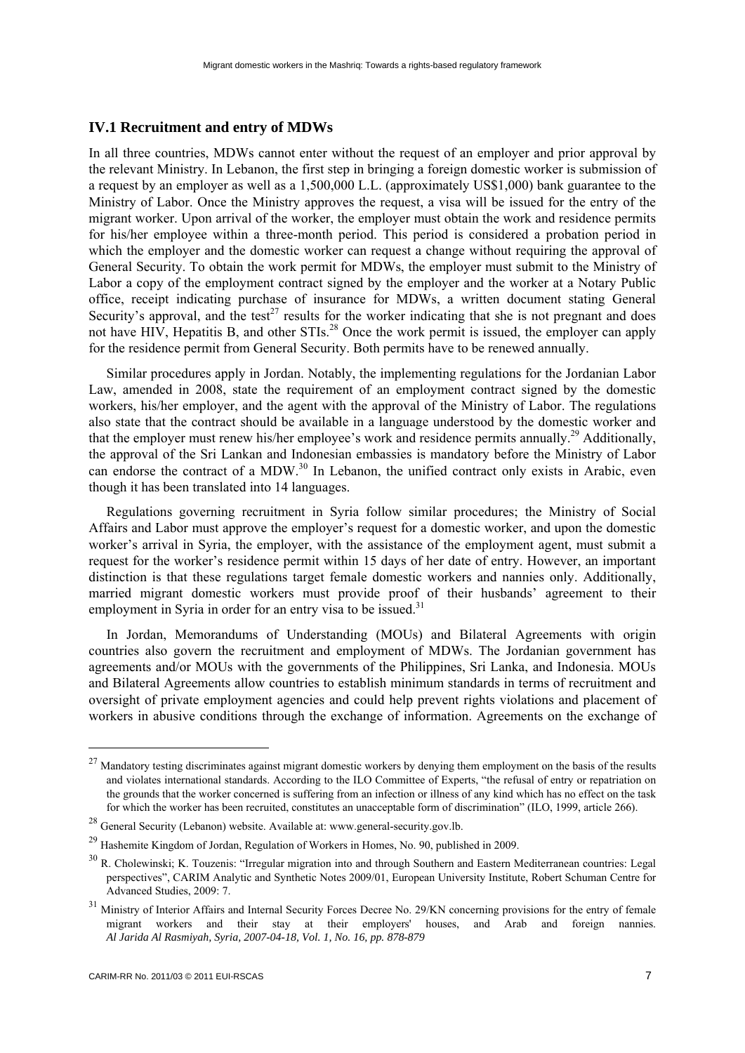## IV.1 Recruitment and entry of MDWs

In all three countries, MDWs cannot enter without the request of an employer and prior approval by the relevant Ministry. In Lebanon, the first step in bringing a foreign domestic worker is submission of a request by an employer as well as a 1,500,000 L.L. (approximately US$1,000) bank guarantee to the Ministry of Labor. Once the Ministry approves the request, a visa will be issued for the entry of the migrant worker. Upon arrival of the worker, the employer must obtain the work and residence permits for his/her employee within a three-month period. This period is considered a probation period in which the employer and the domestic worker can request a change without requiring the approval of General Security. To obtain the work permit for MDWs, the employer must submit to the Ministry of Labor a copy of the employment contract signed by the employer and the worker at a Notary Public office, receipt indicating purchase of insurance for MDWs, a written document stating General Security's approval, and the test[27] results for the worker indicating that she is not pregnant and does not have HIV, Hepatitis B, and other STIs.[28] Once the work permit is issued, the employer can apply for the residence permit from General Security. Both permits have to be renewed annually.

Similar procedures apply in Jordan. Notably, the implementing regulations for the Jordanian Labor Law, amended in 2008, state the requirement of an employment contract signed by the domestic workers, his/her employer, and the agent with the approval of the Ministry of Labor. The regulations also state that the contract should be available in a language understood by the domestic worker and that the employer must renew his/her employee's work and residence permits annually.[29] Additionally, the approval of the Sri Lankan and Indonesian embassies is mandatory before the Ministry of Labor can endorse the contract of a MDW.[30] In Lebanon, the unified contract only exists in Arabic, even though it has been translated into 14 languages.

Regulations governing recruitment in Syria follow similar procedures; the Ministry of Social Affairs and Labor must approve the employer's request for a domestic worker, and upon the domestic worker's arrival in Syria, the employer, with the assistance of the employment agent, must submit a request for the worker's residence permit within 15 days of her date of entry. However, an important distinction is that these regulations target female domestic workers and nannies only. Additionally, married migrant domestic workers must provide proof of their husbands' agreement to their employment in Syria in order for an entry visa to be issued.[31]

In Jordan, Memorandums of Understanding (MOUs) and Bilateral Agreements with origin countries also govern the recruitment and employment of MDWs. The Jordanian government has agreements and/or MOUs with the governments of the Philippines, Sri Lanka, and Indonesia. MOUs and Bilateral Agreements allow countries to establish minimum standards in terms of recruitment and oversight of private employment agencies and could help prevent rights violations and placement of workers in abusive conditions through the exchange of information. Agreements on the exchange of

---

[27] Mandatory testing discriminates against migrant domestic workers by denying them employment on the basis of the results and violates international standards. According to the ILO Committee of Experts, "the refusal of entry or repatriation on the grounds that the worker concerned is suffering from an infection or illness of any kind which has no effect on the task for which the worker has been recruited, constitutes an unacceptable form of discrimination" (ILO, 1999, article 266).

[28] General Security (Lebanon) website. Available at: www.general-security.gov.lb.

[29] Hashemite Kingdom of Jordan, Regulation of Workers in Homes, No. 90, published in 2009.

[30] R. Cholewinski; K. Touzenis: "Irregular migration into and through Southern and Eastern Mediterranean countries: Legal perspectives", CARIM Analytic and Synthetic Notes 2009/01, European University Institute, Robert Schuman Centre for Advanced Studies, 2009: 7.

[31] Ministry of Interior Affairs and Internal Security Forces Decree No. 29/KN concerning provisions for the entry of female migrant workers and their stay at their employers' houses, and Arab and foreign nannies. *Al Jarida Al Rasmiyah, Syria, 2007-04-18, Vol. 1, No. 16, pp. 878-879*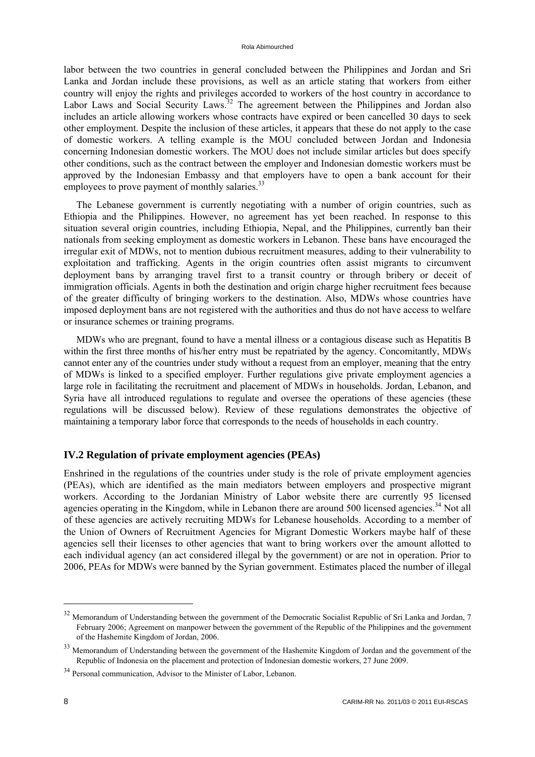labor between the two countries in general concluded between the Philippines and Jordan and Sri Lanka and Jordan include these provisions, as well as an article stating that workers from either country will enjoy the rights and privileges accorded to workers of the host country in accordance to Labor Laws and Social Security Laws.[32] The agreement between the Philippines and Jordan also includes an article allowing workers whose contracts have expired or been cancelled 30 days to seek other employment. Despite the inclusion of these articles, it appears that these do not apply to the case of domestic workers. A telling example is the MOU concluded between Jordan and Indonesia concerning Indonesian domestic workers. The MOU does not include similar articles but does specify other conditions, such as the contract between the employer and Indonesian domestic workers must be approved by the Indonesian Embassy and that employers have to open a bank account for their employees to prove payment of monthly salaries.[33]

The Lebanese government is currently negotiating with a number of origin countries, such as Ethiopia and the Philippines. However, no agreement has yet been reached. In response to this situation several origin countries, including Ethiopia, Nepal, and the Philippines, currently ban their nationals from seeking employment as domestic workers in Lebanon. These bans have encouraged the irregular exit of MDWs, not to mention dubious recruitment measures, adding to their vulnerability to exploitation and trafficking. Agents in the origin countries often assist migrants to circumvent deployment bans by arranging travel first to a transit country or through bribery or deceit of immigration officials. Agents in both the destination and origin charge higher recruitment fees because of the greater difficulty of bringing workers to the destination. Also, MDWs whose countries have imposed deployment bans are not registered with the authorities and thus do not have access to welfare or insurance schemes or training programs.

MDWs who are pregnant, found to have a mental illness or a contagious disease such as Hepatitis B within the first three months of his/her entry must be repatriated by the agency. Concomitantly, MDWs cannot enter any of the countries under study without a request from an employer, meaning that the entry of MDWs is linked to a specified employer. Further regulations give private employment agencies a large role in facilitating the recruitment and placement of MDWs in households. Jordan, Lebanon, and Syria have all introduced regulations to regulate and oversee the operations of these agencies (these regulations will be discussed below). Review of these regulations demonstrates the objective of maintaining a temporary labor force that corresponds to the needs of households in each country.

## IV.2 Regulation of private employment agencies (PEAs)

Enshrined in the regulations of the countries under study is the role of private employment agencies (PEAs), which are identified as the main mediators between employers and prospective migrant workers. According to the Jordanian Ministry of Labor website there are currently 95 licensed agencies operating in the Kingdom, while in Lebanon there are around 500 licensed agencies.[34] Not all of these agencies are actively recruiting MDWs for Lebanese households. According to a member of the Union of Owners of Recruitment Agencies for Migrant Domestic Workers maybe half of these agencies sell their licenses to other agencies that want to bring workers over the amount allotted to each individual agency (an act considered illegal by the government) or are not in operation. Prior to 2006, PEAs for MDWs were banned by the Syrian government. Estimates placed the number of illegal

---

[32] Memorandum of Understanding between the government of the Democratic Socialist Republic of Sri Lanka and Jordan, 7 February 2006; Agreement on manpower between the government of the Republic of the Philippines and the government of the Hashemite Kingdom of Jordan, 2006.

[33] Memorandum of Understanding between the government of the Hashemite Kingdom of Jordan and the government of the Republic of Indonesia on the placement and protection of Indonesian domestic workers, 27 June 2009.

[34] Personal communication, Advisor to the Minister of Labor, Lebanon.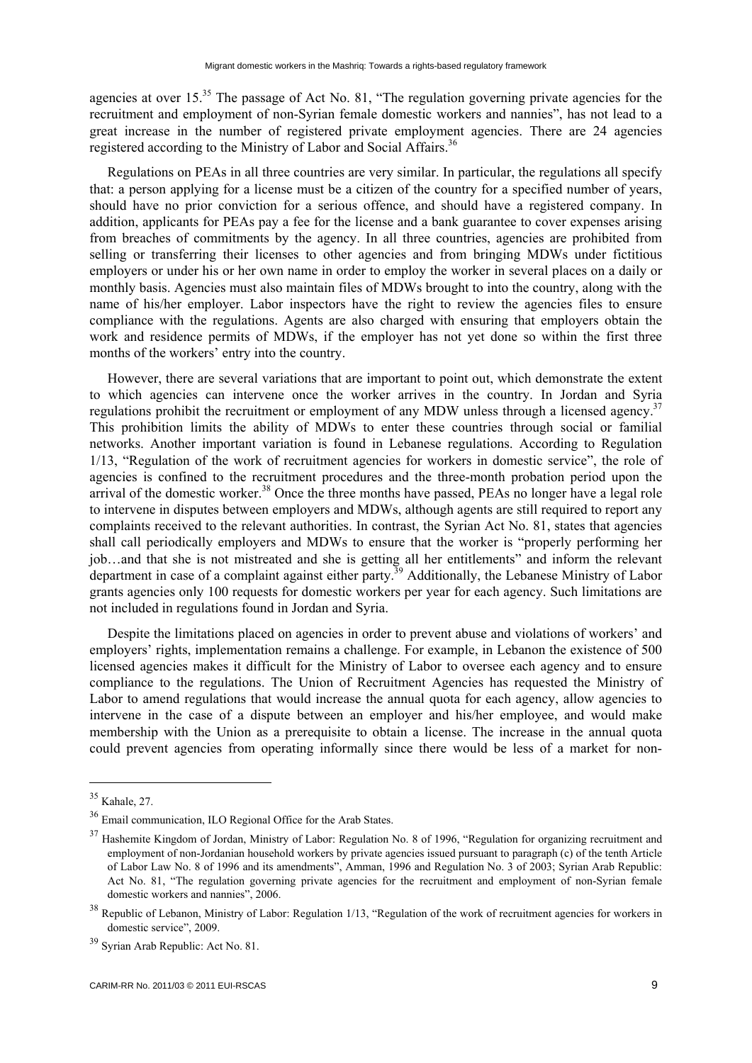agencies at over 15.[35] The passage of Act No. 81, "The regulation governing private agencies for the recruitment and employment of non-Syrian female domestic workers and nannies", has not lead to a great increase in the number of registered private employment agencies. There are 24 agencies registered according to the Ministry of Labor and Social Affairs.[36]

Regulations on PEAs in all three countries are very similar. In particular, the regulations all specify that: a person applying for a license must be a citizen of the country for a specified number of years, should have no prior conviction for a serious offence, and should have a registered company. In addition, applicants for PEAs pay a fee for the license and a bank guarantee to cover expenses arising from breaches of commitments by the agency. In all three countries, agencies are prohibited from selling or transferring their licenses to other agencies and from bringing MDWs under fictitious employers or under his or her own name in order to employ the worker in several places on a daily or monthly basis. Agencies must also maintain files of MDWs brought to into the country, along with the name of his/her employer. Labor inspectors have the right to review the agencies files to ensure compliance with the regulations. Agents are also charged with ensuring that employers obtain the work and residence permits of MDWs, if the employer has not yet done so within the first three months of the workers' entry into the country.

However, there are several variations that are important to point out, which demonstrate the extent to which agencies can intervene once the worker arrives in the country. In Jordan and Syria regulations prohibit the recruitment or employment of any MDW unless through a licensed agency.[37] This prohibition limits the ability of MDWs to enter these countries through social or familial networks. Another important variation is found in Lebanese regulations. According to Regulation 1/13, "Regulation of the work of recruitment agencies for workers in domestic service", the role of agencies is confined to the recruitment procedures and the three-month probation period upon the arrival of the domestic worker.[38] Once the three months have passed, PEAs no longer have a legal role to intervene in disputes between employers and MDWs, although agents are still required to report any complaints received to the relevant authorities. In contrast, the Syrian Act No. 81, states that agencies shall call periodically employers and MDWs to ensure that the worker is "properly performing her job…and that she is not mistreated and she is getting all her entitlements" and inform the relevant department in case of a complaint against either party.[39] Additionally, the Lebanese Ministry of Labor grants agencies only 100 requests for domestic workers per year for each agency. Such limitations are not included in regulations found in Jordan and Syria.

Despite the limitations placed on agencies in order to prevent abuse and violations of workers' and employers' rights, implementation remains a challenge. For example, in Lebanon the existence of 500 licensed agencies makes it difficult for the Ministry of Labor to oversee each agency and to ensure compliance to the regulations. The Union of Recruitment Agencies has requested the Ministry of Labor to amend regulations that would increase the annual quota for each agency, allow agencies to intervene in the case of a dispute between an employer and his/her employee, and would make membership with the Union as a prerequisite to obtain a license. The increase in the annual quota could prevent agencies from operating informally since there would be less of a market for non-

---

[35] Kahale, 27.

[36] Email communication, ILO Regional Office for the Arab States.

[37] Hashemite Kingdom of Jordan, Ministry of Labor: Regulation No. 8 of 1996, "Regulation for organizing recruitment and employment of non-Jordanian household workers by private agencies issued pursuant to paragraph (c) of the tenth Article of Labor Law No. 8 of 1996 and its amendments", Amman, 1996 and Regulation No. 3 of 2003; Syrian Arab Republic: Act No. 81, "The regulation governing private agencies for the recruitment and employment of non-Syrian female domestic workers and nannies", 2006.

[38] Republic of Lebanon, Ministry of Labor: Regulation 1/13, "Regulation of the work of recruitment agencies for workers in domestic service", 2009.

[39] Syrian Arab Republic: Act No. 81.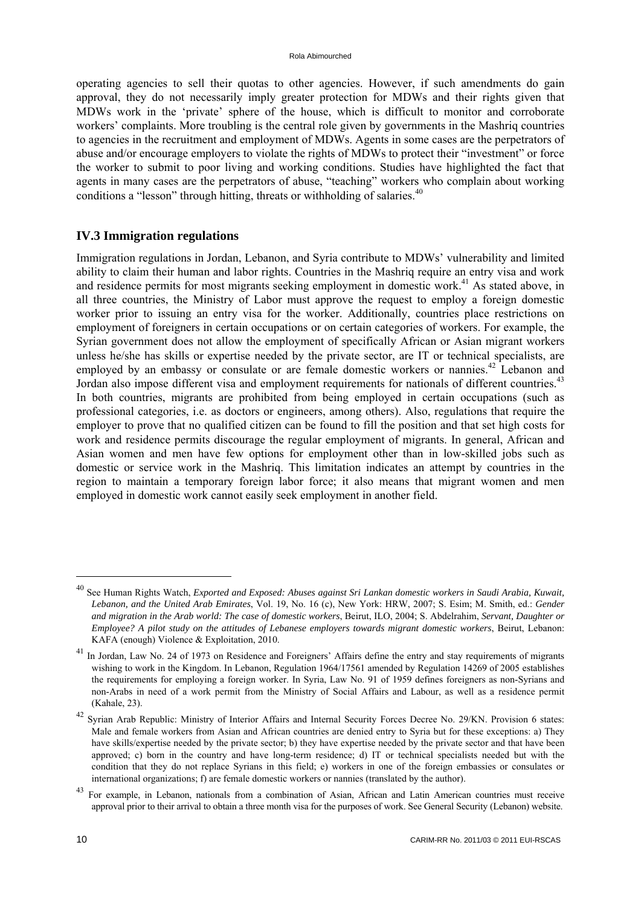operating agencies to sell their quotas to other agencies. However, if such amendments do gain approval, they do not necessarily imply greater protection for MDWs and their rights given that MDWs work in the 'private' sphere of the house, which is difficult to monitor and corroborate workers' complaints. More troubling is the central role given by governments in the Mashriq countries to agencies in the recruitment and employment of MDWs. Agents in some cases are the perpetrators of abuse and/or encourage employers to violate the rights of MDWs to protect their "investment" or force the worker to submit to poor living and working conditions. Studies have highlighted the fact that agents in many cases are the perpetrators of abuse, "teaching" workers who complain about working conditions a "lesson" through hitting, threats or withholding of salaries.[40]

## IV.3 Immigration regulations

Immigration regulations in Jordan, Lebanon, and Syria contribute to MDWs' vulnerability and limited ability to claim their human and labor rights. Countries in the Mashriq require an entry visa and work and residence permits for most migrants seeking employment in domestic work.[41] As stated above, in all three countries, the Ministry of Labor must approve the request to employ a foreign domestic worker prior to issuing an entry visa for the worker. Additionally, countries place restrictions on employment of foreigners in certain occupations or on certain categories of workers. For example, the Syrian government does not allow the employment of specifically African or Asian migrant workers unless he/she has skills or expertise needed by the private sector, are IT or technical specialists, are employed by an embassy or consulate or are female domestic workers or nannies.[42] Lebanon and Jordan also impose different visa and employment requirements for nationals of different countries.[43] In both countries, migrants are prohibited from being employed in certain occupations (such as professional categories, i.e. as doctors or engineers, among others). Also, regulations that require the employer to prove that no qualified citizen can be found to fill the position and that set high costs for work and residence permits discourage the regular employment of migrants. In general, African and Asian women and men have few options for employment other than in low-skilled jobs such as domestic or service work in the Mashriq. This limitation indicates an attempt by countries in the region to maintain a temporary foreign labor force; it also means that migrant women and men employed in domestic work cannot easily seek employment in another field.

---

[40] See Human Rights Watch, *Exported and Exposed: Abuses against Sri Lankan domestic workers in Saudi Arabia, Kuwait, Lebanon, and the United Arab Emirates*, Vol. 19, No. 16 (c), New York: HRW, 2007; S. Esim; M. Smith, ed.: *Gender and migration in the Arab world: The case of domestic workers*, Beirut, ILO, 2004; S. Abdelrahim, *Servant, Daughter or Employee? A pilot study on the attitudes of Lebanese employers towards migrant domestic workers*, Beirut, Lebanon: KAFA (enough) Violence & Exploitation, 2010.

[41] In Jordan, Law No. 24 of 1973 on Residence and Foreigners' Affairs define the entry and stay requirements of migrants wishing to work in the Kingdom. In Lebanon, Regulation 1964/17561 amended by Regulation 14269 of 2005 establishes the requirements for employing a foreign worker. In Syria, Law No. 91 of 1959 defines foreigners as non-Syrians and non-Arabs in need of a work permit from the Ministry of Social Affairs and Labour, as well as a residence permit (Kahale, 23).

[42] Syrian Arab Republic: Ministry of Interior Affairs and Internal Security Forces Decree No. 29/KN. Provision 6 states: Male and female workers from Asian and African countries are denied entry to Syria but for these exceptions: a) They have skills/expertise needed by the private sector; b) they have expertise needed by the private sector and that have been approved; c) born in the country and have long-term residence; d) IT or technical specialists needed but with the condition that they do not replace Syrians in this field; e) workers in one of the foreign embassies or consulates or international organizations; f) are female domestic workers or nannies (translated by the author).

[43] For example, in Lebanon, nationals from a combination of Asian, African and Latin American countries must receive approval prior to their arrival to obtain a three month visa for the purposes of work. See General Security (Lebanon) website.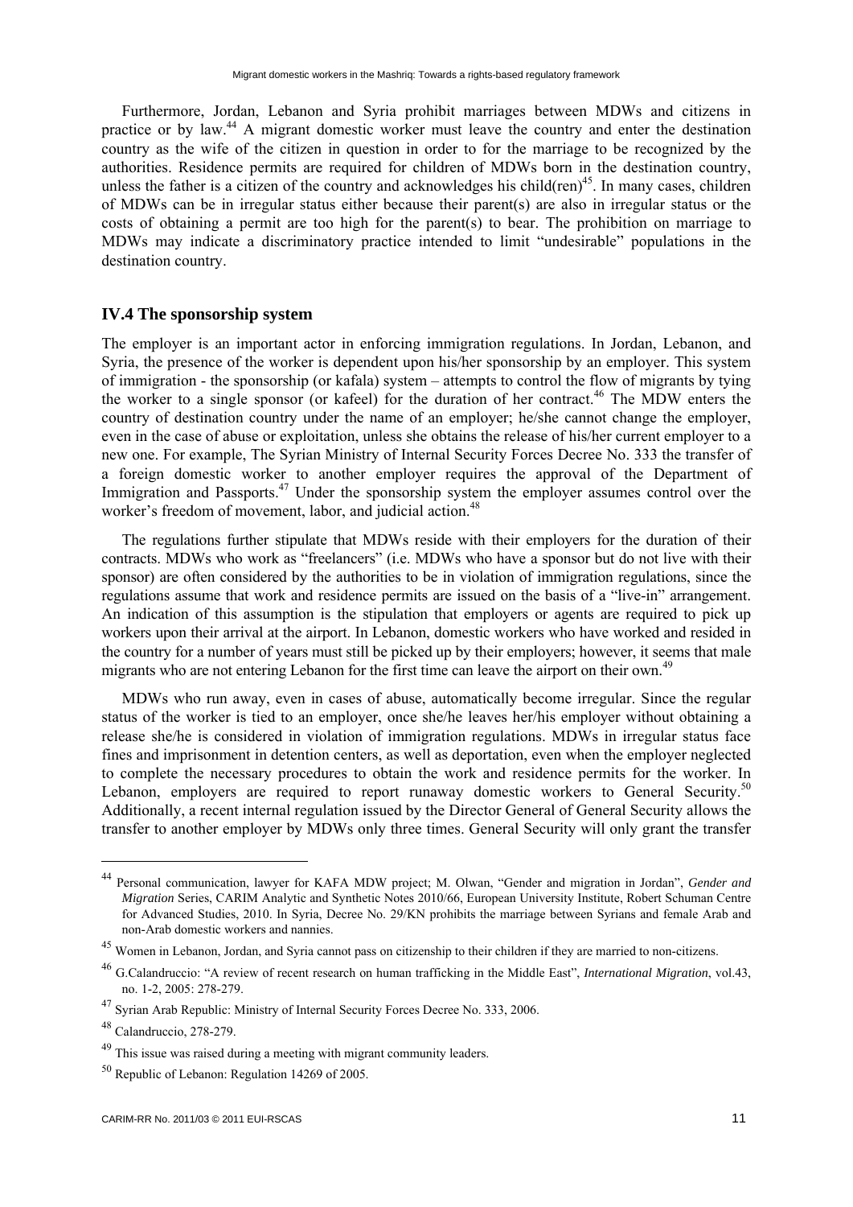Furthermore, Jordan, Lebanon and Syria prohibit marriages between MDWs and citizens in practice or by law.[44] A migrant domestic worker must leave the country and enter the destination country as the wife of the citizen in question in order to for the marriage to be recognized by the authorities. Residence permits are required for children of MDWs born in the destination country, unless the father is a citizen of the country and acknowledges his child(ren)[45]. In many cases, children of MDWs can be in irregular status either because their parent(s) are also in irregular status or the costs of obtaining a permit are too high for the parent(s) to bear. The prohibition on marriage to MDWs may indicate a discriminatory practice intended to limit "undesirable" populations in the destination country.

## IV.4 The sponsorship system

The employer is an important actor in enforcing immigration regulations. In Jordan, Lebanon, and Syria, the presence of the worker is dependent upon his/her sponsorship by an employer. This system of immigration - the sponsorship (or kafala) system – attempts to control the flow of migrants by tying the worker to a single sponsor (or kafeel) for the duration of her contract.[46] The MDW enters the country of destination country under the name of an employer; he/she cannot change the employer, even in the case of abuse or exploitation, unless she obtains the release of his/her current employer to a new one. For example, The Syrian Ministry of Internal Security Forces Decree No. 333 the transfer of a foreign domestic worker to another employer requires the approval of the Department of Immigration and Passports.[47] Under the sponsorship system the employer assumes control over the worker's freedom of movement, labor, and judicial action.[48]

The regulations further stipulate that MDWs reside with their employers for the duration of their contracts. MDWs who work as "freelancers" (i.e. MDWs who have a sponsor but do not live with their sponsor) are often considered by the authorities to be in violation of immigration regulations, since the regulations assume that work and residence permits are issued on the basis of a "live-in" arrangement. An indication of this assumption is the stipulation that employers or agents are required to pick up workers upon their arrival at the airport. In Lebanon, domestic workers who have worked and resided in the country for a number of years must still be picked up by their employers; however, it seems that male migrants who are not entering Lebanon for the first time can leave the airport on their own.[49]

MDWs who run away, even in cases of abuse, automatically become irregular. Since the regular status of the worker is tied to an employer, once she/he leaves her/his employer without obtaining a release she/he is considered in violation of immigration regulations. MDWs in irregular status face fines and imprisonment in detention centers, as well as deportation, even when the employer neglected to complete the necessary procedures to obtain the work and residence permits for the worker. In Lebanon, employers are required to report runaway domestic workers to General Security.[50] Additionally, a recent internal regulation issued by the Director General of General Security allows the transfer to another employer by MDWs only three times. General Security will only grant the transfer

---

[44] Personal communication, lawyer for KAFA MDW project; M. Olwan, "Gender and migration in Jordan", *Gender and Migration* Series, CARIM Analytic and Synthetic Notes 2010/66, European University Institute, Robert Schuman Centre for Advanced Studies, 2010. In Syria, Decree No. 29/KN prohibits the marriage between Syrians and female Arab and non-Arab domestic workers and nannies.

[45] Women in Lebanon, Jordan, and Syria cannot pass on citizenship to their children if they are married to non-citizens.

[46] G.Calandruccio: "A review of recent research on human trafficking in the Middle East", *International Migration*, vol.43, no. 1-2, 2005: 278-279.

[47] Syrian Arab Republic: Ministry of Internal Security Forces Decree No. 333, 2006.

[48] Calandruccio, 278-279.

[49] This issue was raised during a meeting with migrant community leaders.

[50] Republic of Lebanon: Regulation 14269 of 2005.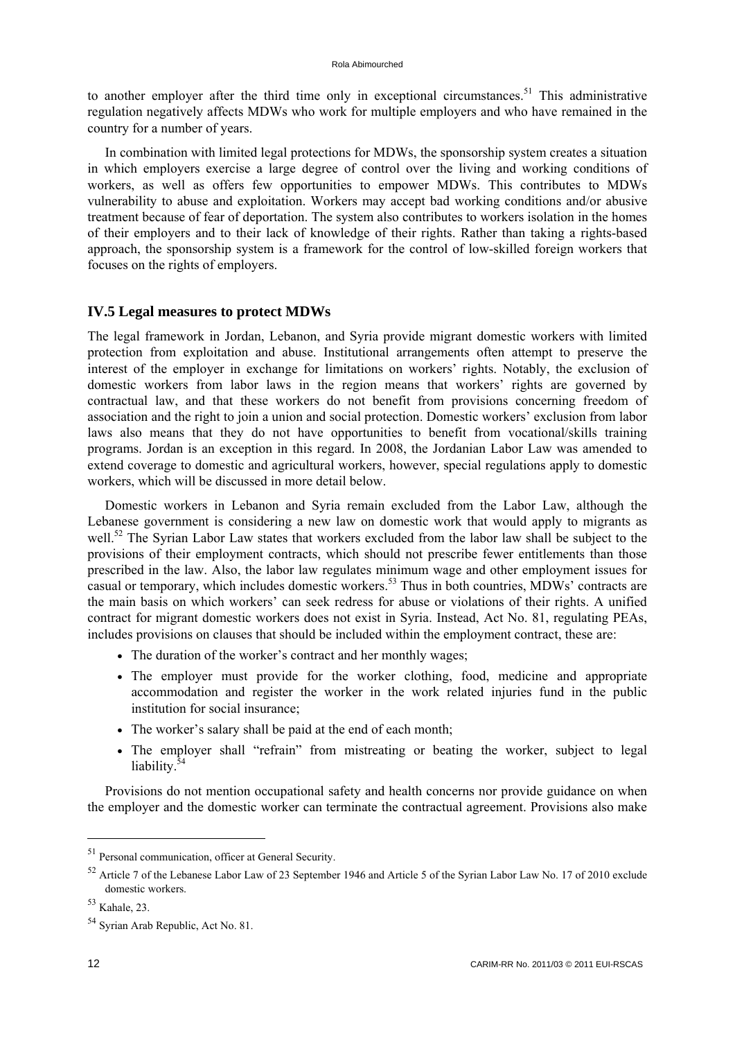to another employer after the third time only in exceptional circumstances.[51] This administrative regulation negatively affects MDWs who work for multiple employers and who have remained in the country for a number of years.

In combination with limited legal protections for MDWs, the sponsorship system creates a situation in which employers exercise a large degree of control over the living and working conditions of workers, as well as offers few opportunities to empower MDWs. This contributes to MDWs vulnerability to abuse and exploitation. Workers may accept bad working conditions and/or abusive treatment because of fear of deportation. The system also contributes to workers isolation in the homes of their employers and to their lack of knowledge of their rights. Rather than taking a rights-based approach, the sponsorship system is a framework for the control of low-skilled foreign workers that focuses on the rights of employers.

## IV.5 Legal measures to protect MDWs

The legal framework in Jordan, Lebanon, and Syria provide migrant domestic workers with limited protection from exploitation and abuse. Institutional arrangements often attempt to preserve the interest of the employer in exchange for limitations on workers' rights. Notably, the exclusion of domestic workers from labor laws in the region means that workers' rights are governed by contractual law, and that these workers do not benefit from provisions concerning freedom of association and the right to join a union and social protection. Domestic workers' exclusion from labor laws also means that they do not have opportunities to benefit from vocational/skills training programs. Jordan is an exception in this regard. In 2008, the Jordanian Labor Law was amended to extend coverage to domestic and agricultural workers, however, special regulations apply to domestic workers, which will be discussed in more detail below.

Domestic workers in Lebanon and Syria remain excluded from the Labor Law, although the Lebanese government is considering a new law on domestic work that would apply to migrants as well.[52] The Syrian Labor Law states that workers excluded from the labor law shall be subject to the provisions of their employment contracts, which should not prescribe fewer entitlements than those prescribed in the law. Also, the labor law regulates minimum wage and other employment issues for casual or temporary, which includes domestic workers.[53] Thus in both countries, MDWs' contracts are the main basis on which workers' can seek redress for abuse or violations of their rights. A unified contract for migrant domestic workers does not exist in Syria. Instead, Act No. 81, regulating PEAs, includes provisions on clauses that should be included within the employment contract, these are:

- The duration of the worker's contract and her monthly wages;
- The employer must provide for the worker clothing, food, medicine and appropriate accommodation and register the worker in the work related injuries fund in the public institution for social insurance;
- The worker's salary shall be paid at the end of each month;
- The employer shall "refrain" from mistreating or beating the worker, subject to legal liability.[54]

Provisions do not mention occupational safety and health concerns nor provide guidance on when the employer and the domestic worker can terminate the contractual agreement. Provisions also make

---

[51] Personal communication, officer at General Security.

[52] Article 7 of the Lebanese Labor Law of 23 September 1946 and Article 5 of the Syrian Labor Law No. 17 of 2010 exclude domestic workers.

[53] Kahale, 23.

[54] Syrian Arab Republic, Act No. 81.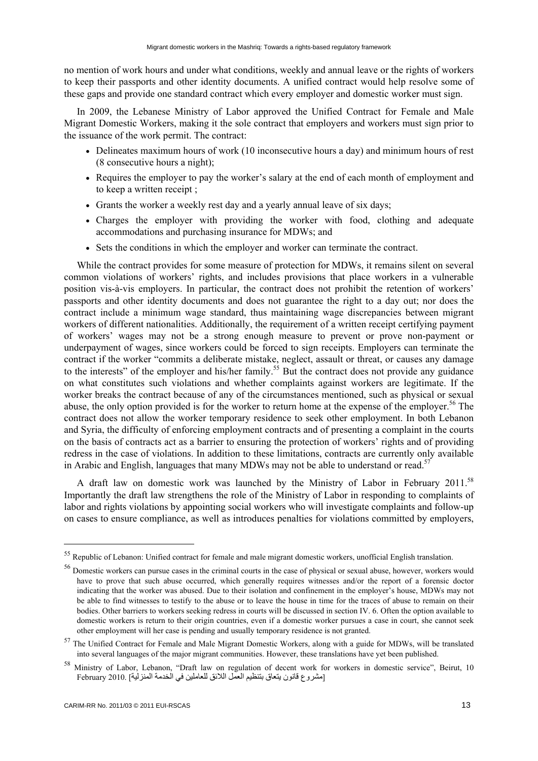no mention of work hours and under what conditions, weekly and annual leave or the rights of workers to keep their passports and other identity documents. A unified contract would help resolve some of these gaps and provide one standard contract which every employer and domestic worker must sign.

In 2009, the Lebanese Ministry of Labor approved the Unified Contract for Female and Male Migrant Domestic Workers, making it the sole contract that employers and workers must sign prior to the issuance of the work permit. The contract:

- Delineates maximum hours of work (10 inconsecutive hours a day) and minimum hours of rest (8 consecutive hours a night);
- Requires the employer to pay the worker's salary at the end of each month of employment and to keep a written receipt ;
- Grants the worker a weekly rest day and a yearly annual leave of six days;
- Charges the employer with providing the worker with food, clothing and adequate accommodations and purchasing insurance for MDWs; and
- Sets the conditions in which the employer and worker can terminate the contract.

While the contract provides for some measure of protection for MDWs, it remains silent on several common violations of workers' rights, and includes provisions that place workers in a vulnerable position vis-à-vis employers. In particular, the contract does not prohibit the retention of workers' passports and other identity documents and does not guarantee the right to a day out; nor does the contract include a minimum wage standard, thus maintaining wage discrepancies between migrant workers of different nationalities. Additionally, the requirement of a written receipt certifying payment of workers' wages may not be a strong enough measure to prevent or prove non-payment or underpayment of wages, since workers could be forced to sign receipts. Employers can terminate the contract if the worker "commits a deliberate mistake, neglect, assault or threat, or causes any damage to the interests" of the employer and his/her family.[55] But the contract does not provide any guidance on what constitutes such violations and whether complaints against workers are legitimate. If the worker breaks the contract because of any of the circumstances mentioned, such as physical or sexual abuse, the only option provided is for the worker to return home at the expense of the employer.[56] The contract does not allow the worker temporary residence to seek other employment. In both Lebanon and Syria, the difficulty of enforcing employment contracts and of presenting a complaint in the courts on the basis of contracts act as a barrier to ensuring the protection of workers' rights and of providing redress in the case of violations. In addition to these limitations, contracts are currently only available in Arabic and English, languages that many MDWs may not be able to understand or read.[57]

A draft law on domestic work was launched by the Ministry of Labor in February 2011.[58] Importantly the draft law strengthens the role of the Ministry of Labor in responding to complaints of labor and rights violations by appointing social workers who will investigate complaints and follow-up on cases to ensure compliance, as well as introduces penalties for violations committed by employers,

---

[55] Republic of Lebanon: Unified contract for female and male migrant domestic workers, unofficial English translation.

[56] Domestic workers can pursue cases in the criminal courts in the case of physical or sexual abuse, however, workers would have to prove that such abuse occurred, which generally requires witnesses and/or the report of a forensic doctor indicating that the worker was abused. Due to their isolation and confinement in the employer's house, MDWs may not be able to find witnesses to testify to the abuse or to leave the house in time for the traces of abuse to remain on their bodies. Other barriers to workers seeking redress in courts will be discussed in section IV. 6. Often the option available to domestic workers is return to their origin countries, even if a domestic worker pursues a case in court, she cannot seek other employment will her case is pending and usually temporary residence is not granted.

[57] The Unified Contract for Female and Male Migrant Domestic Workers, along with a guide for MDWs, will be translated into several languages of the major migrant communities. However, these translations have yet been published.

[58] Ministry of Labor, Lebanon, "Draft law on regulation of decent work for workers in domestic service", Beirut, 10 February 2010. [مشروع قانون يتعلق بتنظيم العمل اللائق للعاملين في الخدمة المنزلية]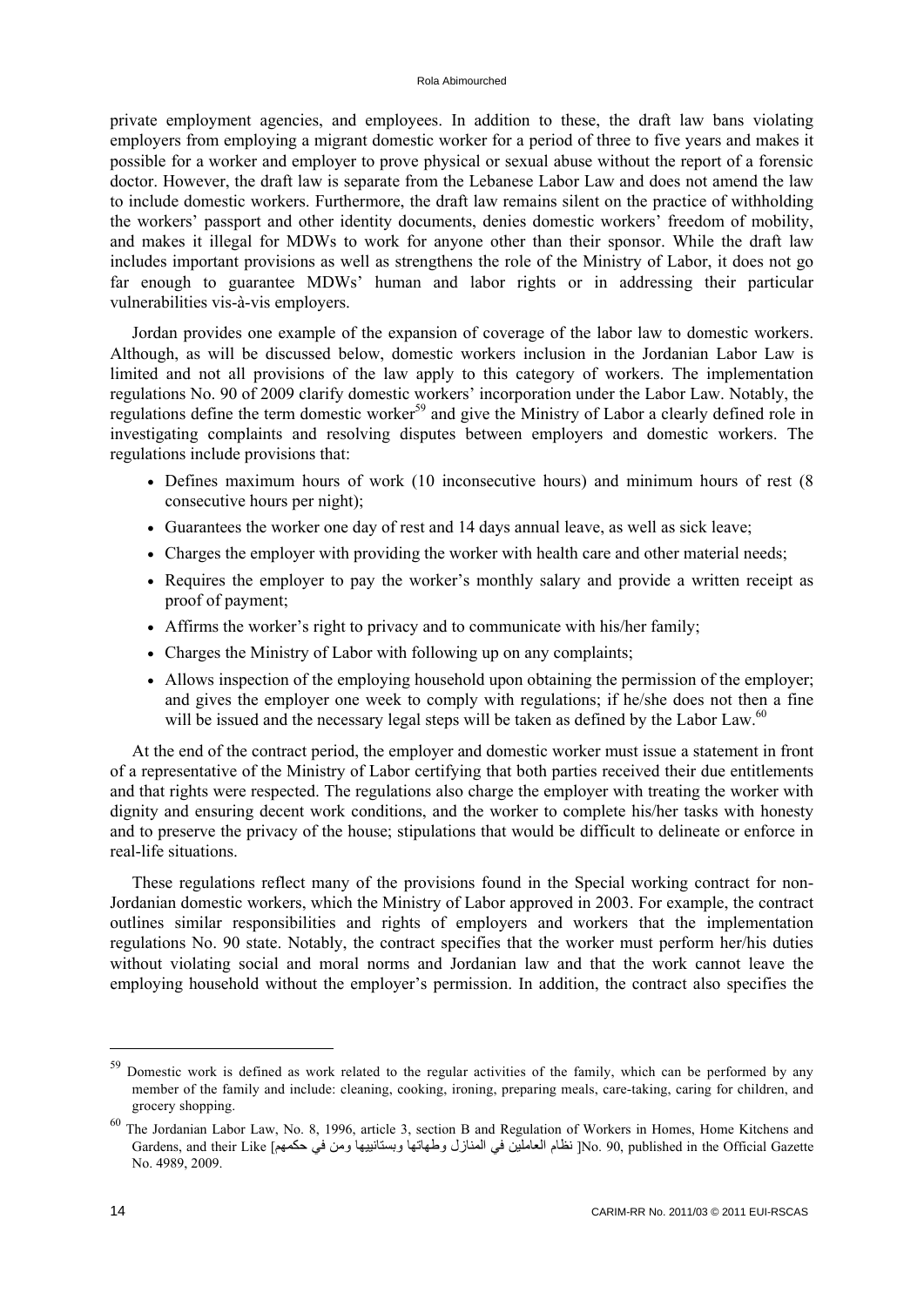private employment agencies, and employees. In addition to these, the draft law bans violating employers from employing a migrant domestic worker for a period of three to five years and makes it possible for a worker and employer to prove physical or sexual abuse without the report of a forensic doctor. However, the draft law is separate from the Lebanese Labor Law and does not amend the law to include domestic workers. Furthermore, the draft law remains silent on the practice of withholding the workers' passport and other identity documents, denies domestic workers' freedom of mobility, and makes it illegal for MDWs to work for anyone other than their sponsor. While the draft law includes important provisions as well as strengthens the role of the Ministry of Labor, it does not go far enough to guarantee MDWs' human and labor rights or in addressing their particular vulnerabilities vis-à-vis employers.

Jordan provides one example of the expansion of coverage of the labor law to domestic workers. Although, as will be discussed below, domestic workers inclusion in the Jordanian Labor Law is limited and not all provisions of the law apply to this category of workers. The implementation regulations No. 90 of 2009 clarify domestic workers' incorporation under the Labor Law. Notably, the regulations define the term domestic worker[59] and give the Ministry of Labor a clearly defined role in investigating complaints and resolving disputes between employers and domestic workers. The regulations include provisions that:

- Defines maximum hours of work (10 inconsecutive hours) and minimum hours of rest (8 consecutive hours per night);
- Guarantees the worker one day of rest and 14 days annual leave, as well as sick leave;
- Charges the employer with providing the worker with health care and other material needs;
- Requires the employer to pay the worker's monthly salary and provide a written receipt as proof of payment;
- Affirms the worker's right to privacy and to communicate with his/her family;
- Charges the Ministry of Labor with following up on any complaints;
- Allows inspection of the employing household upon obtaining the permission of the employer; and gives the employer one week to comply with regulations; if he/she does not then a fine will be issued and the necessary legal steps will be taken as defined by the Labor Law.[60]

At the end of the contract period, the employer and domestic worker must issue a statement in front of a representative of the Ministry of Labor certifying that both parties received their due entitlements and that rights were respected. The regulations also charge the employer with treating the worker with dignity and ensuring decent work conditions, and the worker to complete his/her tasks with honesty and to preserve the privacy of the house; stipulations that would be difficult to delineate or enforce in real-life situations.

These regulations reflect many of the provisions found in the Special working contract for non-Jordanian domestic workers, which the Ministry of Labor approved in 2003. For example, the contract outlines similar responsibilities and rights of employers and workers that the implementation regulations No. 90 state. Notably, the contract specifies that the worker must perform her/his duties without violating social and moral norms and Jordanian law and that the work cannot leave the employing household without the employer's permission. In addition, the contract also specifies the

---

[59] Domestic work is defined as work related to the regular activities of the family, which can be performed by any member of the family and include: cleaning, cooking, ironing, preparing meals, care-taking, caring for children, and grocery shopping.

[60] The Jordanian Labor Law, No. 8, 1996, article 3, section B and Regulation of Workers in Homes, Home Kitchens and Gardens, and their Like [نظام العاملين في المنازل وطهاتها وبستانييها ومن في حكمهم] No. 90, published in the Official Gazette No. 4989, 2009.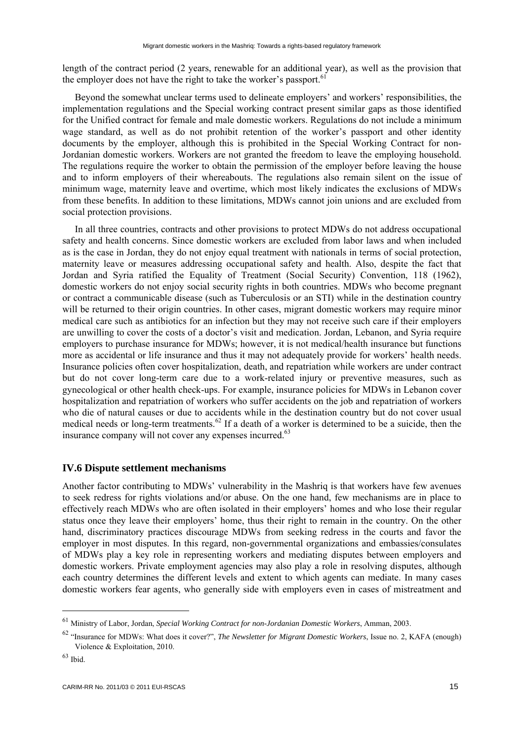length of the contract period (2 years, renewable for an additional year), as well as the provision that the employer does not have the right to take the worker's passport.[61]

Beyond the somewhat unclear terms used to delineate employers' and workers' responsibilities, the implementation regulations and the Special working contract present similar gaps as those identified for the Unified contract for female and male domestic workers. Regulations do not include a minimum wage standard, as well as do not prohibit retention of the worker's passport and other identity documents by the employer, although this is prohibited in the Special Working Contract for non-Jordanian domestic workers. Workers are not granted the freedom to leave the employing household. The regulations require the worker to obtain the permission of the employer before leaving the house and to inform employers of their whereabouts. The regulations also remain silent on the issue of minimum wage, maternity leave and overtime, which most likely indicates the exclusions of MDWs from these benefits. In addition to these limitations, MDWs cannot join unions and are excluded from social protection provisions.

In all three countries, contracts and other provisions to protect MDWs do not address occupational safety and health concerns. Since domestic workers are excluded from labor laws and when included as is the case in Jordan, they do not enjoy equal treatment with nationals in terms of social protection, maternity leave or measures addressing occupational safety and health. Also, despite the fact that Jordan and Syria ratified the Equality of Treatment (Social Security) Convention, 118 (1962), domestic workers do not enjoy social security rights in both countries. MDWs who become pregnant or contract a communicable disease (such as Tuberculosis or an STI) while in the destination country will be returned to their origin countries. In other cases, migrant domestic workers may require minor medical care such as antibiotics for an infection but they may not receive such care if their employers are unwilling to cover the costs of a doctor's visit and medication. Jordan, Lebanon, and Syria require employers to purchase insurance for MDWs; however, it is not medical/health insurance but functions more as accidental or life insurance and thus it may not adequately provide for workers' health needs. Insurance policies often cover hospitalization, death, and repatriation while workers are under contract but do not cover long-term care due to a work-related injury or preventive measures, such as gynecological or other health check-ups. For example, insurance policies for MDWs in Lebanon cover hospitalization and repatriation of workers who suffer accidents on the job and repatriation of workers who die of natural causes or due to accidents while in the destination country but do not cover usual medical needs or long-term treatments.[62] If a death of a worker is determined to be a suicide, then the insurance company will not cover any expenses incurred.[63]

## IV.6 Dispute settlement mechanisms

Another factor contributing to MDWs' vulnerability in the Mashriq is that workers have few avenues to seek redress for rights violations and/or abuse. On the one hand, few mechanisms are in place to effectively reach MDWs who are often isolated in their employers' homes and who lose their regular status once they leave their employers' home, thus their right to remain in the country. On the other hand, discriminatory practices discourage MDWs from seeking redress in the courts and favor the employer in most disputes. In this regard, non-governmental organizations and embassies/consulates of MDWs play a key role in representing workers and mediating disputes between employers and domestic workers. Private employment agencies may also play a role in resolving disputes, although each country determines the different levels and extent to which agents can mediate. In many cases domestic workers fear agents, who generally side with employers even in cases of mistreatment and

---

[61] Ministry of Labor, Jordan, *Special Working Contract for non-Jordanian Domestic Workers*, Amman, 2003.

[62] "Insurance for MDWs: What does it cover?", *The Newsletter for Migrant Domestic Workers*, Issue no. 2, KAFA (enough) Violence & Exploitation, 2010.

[63] Ibid.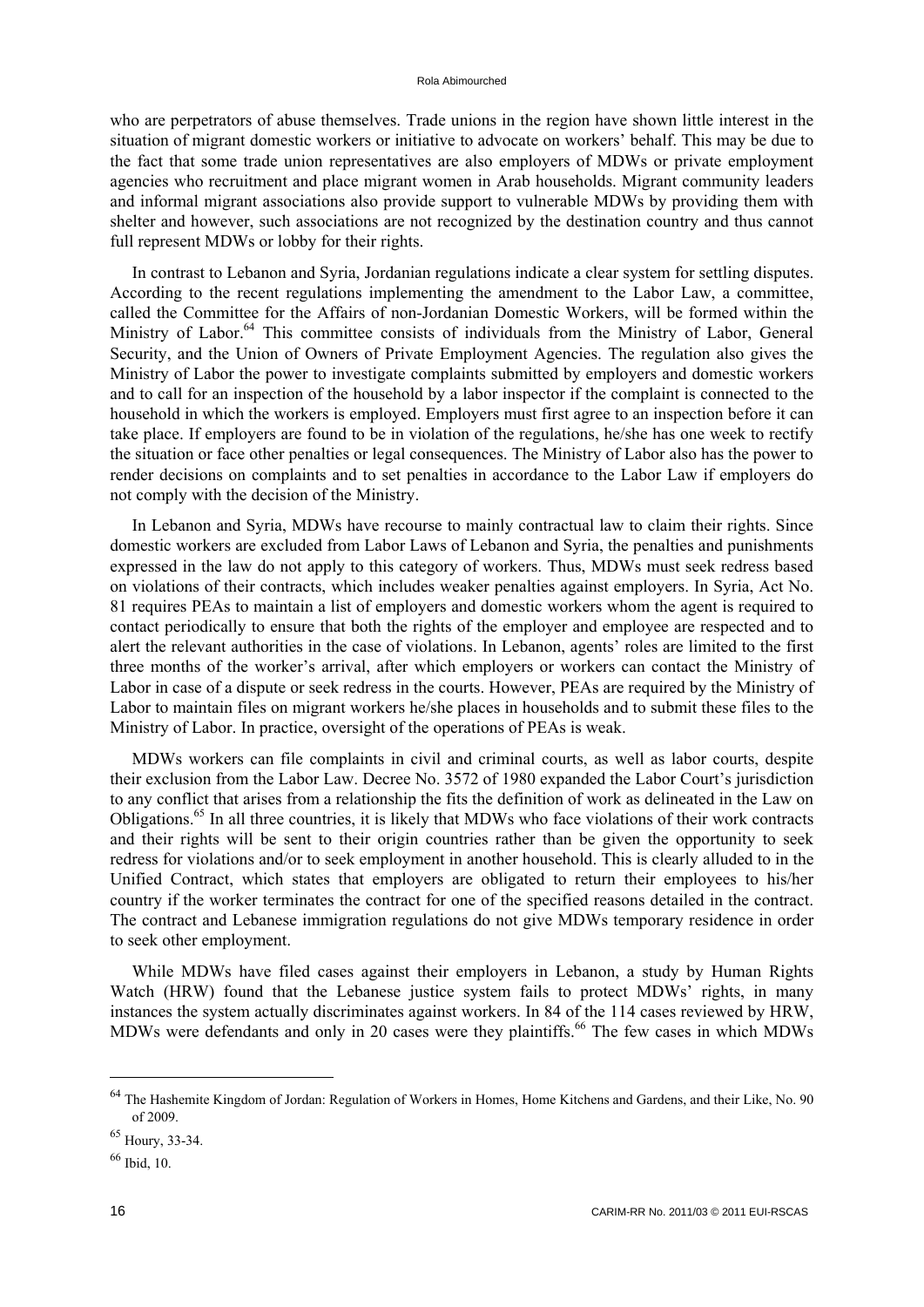who are perpetrators of abuse themselves. Trade unions in the region have shown little interest in the situation of migrant domestic workers or initiative to advocate on workers' behalf. This may be due to the fact that some trade union representatives are also employers of MDWs or private employment agencies who recruitment and place migrant women in Arab households. Migrant community leaders and informal migrant associations also provide support to vulnerable MDWs by providing them with shelter and however, such associations are not recognized by the destination country and thus cannot full represent MDWs or lobby for their rights.

In contrast to Lebanon and Syria, Jordanian regulations indicate a clear system for settling disputes. According to the recent regulations implementing the amendment to the Labor Law, a committee, called the Committee for the Affairs of non-Jordanian Domestic Workers, will be formed within the Ministry of Labor.[64] This committee consists of individuals from the Ministry of Labor, General Security, and the Union of Owners of Private Employment Agencies. The regulation also gives the Ministry of Labor the power to investigate complaints submitted by employers and domestic workers and to call for an inspection of the household by a labor inspector if the complaint is connected to the household in which the workers is employed. Employers must first agree to an inspection before it can take place. If employers are found to be in violation of the regulations, he/she has one week to rectify the situation or face other penalties or legal consequences. The Ministry of Labor also has the power to render decisions on complaints and to set penalties in accordance to the Labor Law if employers do not comply with the decision of the Ministry.

In Lebanon and Syria, MDWs have recourse to mainly contractual law to claim their rights. Since domestic workers are excluded from Labor Laws of Lebanon and Syria, the penalties and punishments expressed in the law do not apply to this category of workers. Thus, MDWs must seek redress based on violations of their contracts, which includes weaker penalties against employers. In Syria, Act No. 81 requires PEAs to maintain a list of employers and domestic workers whom the agent is required to contact periodically to ensure that both the rights of the employer and employee are respected and to alert the relevant authorities in the case of violations. In Lebanon, agents' roles are limited to the first three months of the worker's arrival, after which employers or workers can contact the Ministry of Labor in case of a dispute or seek redress in the courts. However, PEAs are required by the Ministry of Labor to maintain files on migrant workers he/she places in households and to submit these files to the Ministry of Labor. In practice, oversight of the operations of PEAs is weak.

MDWs workers can file complaints in civil and criminal courts, as well as labor courts, despite their exclusion from the Labor Law. Decree No. 3572 of 1980 expanded the Labor Court's jurisdiction to any conflict that arises from a relationship the fits the definition of work as delineated in the Law on Obligations.[65] In all three countries, it is likely that MDWs who face violations of their work contracts and their rights will be sent to their origin countries rather than be given the opportunity to seek redress for violations and/or to seek employment in another household. This is clearly alluded to in the Unified Contract, which states that employers are obligated to return their employees to his/her country if the worker terminates the contract for one of the specified reasons detailed in the contract. The contract and Lebanese immigration regulations do not give MDWs temporary residence in order to seek other employment.

While MDWs have filed cases against their employers in Lebanon, a study by Human Rights Watch (HRW) found that the Lebanese justice system fails to protect MDWs' rights, in many instances the system actually discriminates against workers. In 84 of the 114 cases reviewed by HRW, MDWs were defendants and only in 20 cases were they plaintiffs.[66] The few cases in which MDWs

---

[64] The Hashemite Kingdom of Jordan: Regulation of Workers in Homes, Home Kitchens and Gardens, and their Like, No. 90 of 2009.

[65] Houry, 33-34.

[66] Ibid, 10.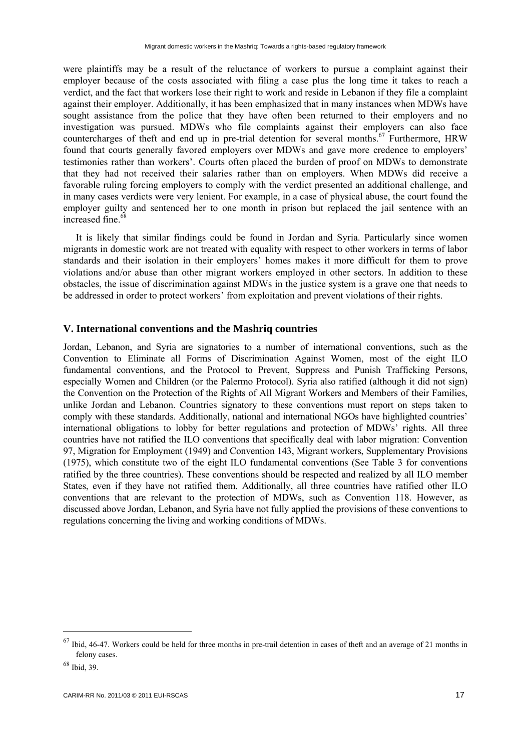were plaintiffs may be a result of the reluctance of workers to pursue a complaint against their employer because of the costs associated with filing a case plus the long time it takes to reach a verdict, and the fact that workers lose their right to work and reside in Lebanon if they file a complaint against their employer. Additionally, it has been emphasized that in many instances when MDWs have sought assistance from the police that they have often been returned to their employers and no investigation was pursued. MDWs who file complaints against their employers can also face countercharges of theft and end up in pre-trial detention for several months.[67] Furthermore, HRW found that courts generally favored employers over MDWs and gave more credence to employers' testimonies rather than workers'. Courts often placed the burden of proof on MDWs to demonstrate that they had not received their salaries rather than on employers. When MDWs did receive a favorable ruling forcing employers to comply with the verdict presented an additional challenge, and in many cases verdicts were very lenient. For example, in a case of physical abuse, the court found the employer guilty and sentenced her to one month in prison but replaced the jail sentence with an increased fine.[68]

It is likely that similar findings could be found in Jordan and Syria. Particularly since women migrants in domestic work are not treated with equality with respect to other workers in terms of labor standards and their isolation in their employers' homes makes it more difficult for them to prove violations and/or abuse than other migrant workers employed in other sectors. In addition to these obstacles, the issue of discrimination against MDWs in the justice system is a grave one that needs to be addressed in order to protect workers' from exploitation and prevent violations of their rights.

## V. International conventions and the Mashriq countries

Jordan, Lebanon, and Syria are signatories to a number of international conventions, such as the Convention to Eliminate all Forms of Discrimination Against Women, most of the eight ILO fundamental conventions, and the Protocol to Prevent, Suppress and Punish Trafficking Persons, especially Women and Children (or the Palermo Protocol). Syria also ratified (although it did not sign) the Convention on the Protection of the Rights of All Migrant Workers and Members of their Families, unlike Jordan and Lebanon. Countries signatory to these conventions must report on steps taken to comply with these standards. Additionally, national and international NGOs have highlighted countries' international obligations to lobby for better regulations and protection of MDWs' rights. All three countries have not ratified the ILO conventions that specifically deal with labor migration: Convention 97, Migration for Employment (1949) and Convention 143, Migrant workers, Supplementary Provisions (1975), which constitute two of the eight ILO fundamental conventions (See Table 3 for conventions ratified by the three countries). These conventions should be respected and realized by all ILO member States, even if they have not ratified them. Additionally, all three countries have ratified other ILO conventions that are relevant to the protection of MDWs, such as Convention 118. However, as discussed above Jordan, Lebanon, and Syria have not fully applied the provisions of these conventions to regulations concerning the living and working conditions of MDWs.

---

[67] Ibid, 46-47. Workers could be held for three months in pre-trail detention in cases of theft and an average of 21 months in felony cases.

[68] Ibid, 39.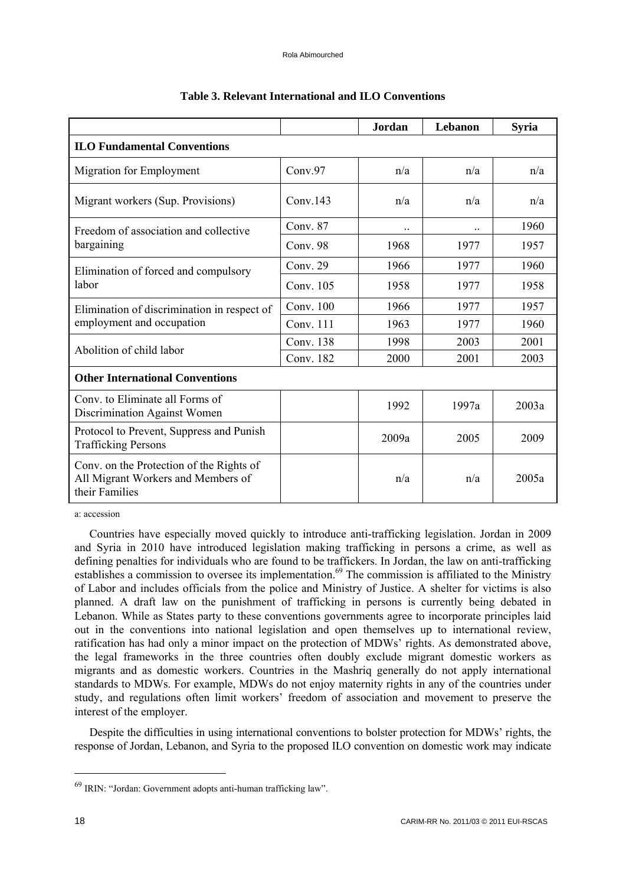**Table 3. Relevant International and ILO Conventions**

| | | Jordan | Lebanon | Syria |
|---|---|---|---|---|
| **ILO Fundamental Conventions** | | | | |
| Migration for Employment | Conv.97 | n/a | n/a | n/a |
| Migrant workers (Sup. Provisions) | Conv.143 | n/a | n/a | n/a |
| Freedom of association and collective bargaining | Conv. 87 | .. | .. | 1960 |
| | Conv. 98 | 1968 | 1977 | 1957 |
| Elimination of forced and compulsory labor | Conv. 29 | 1966 | 1977 | 1960 |
| | Conv. 105 | 1958 | 1977 | 1958 |
| Elimination of discrimination in respect of employment and occupation | Conv. 100 | 1966 | 1977 | 1957 |
| | Conv. 111 | 1963 | 1977 | 1960 |
| Abolition of child labor | Conv. 138 | 1998 | 2003 | 2001 |
| | Conv. 182 | 2000 | 2001 | 2003 |
| **Other International Conventions** | | | | |
| Conv. to Eliminate all Forms of Discrimination Against Women | | 1992 | 1997a | 2003a |
| Protocol to Prevent, Suppress and Punish Trafficking Persons | | 2009a | 2005 | 2009 |
| Conv. on the Protection of the Rights of All Migrant Workers and Members of their Families | | n/a | n/a | 2005a |

a: accession

Countries have especially moved quickly to introduce anti-trafficking legislation. Jordan in 2009 and Syria in 2010 have introduced legislation making trafficking in persons a crime, as well as defining penalties for individuals who are found to be traffickers. In Jordan, the law on anti-trafficking establishes a commission to oversee its implementation.[69] The commission is affiliated to the Ministry of Labor and includes officials from the police and Ministry of Justice. A shelter for victims is also planned. A draft law on the punishment of trafficking in persons is currently being debated in Lebanon. While as States party to these conventions governments agree to incorporate principles laid out in the conventions into national legislation and open themselves up to international review, ratification has had only a minor impact on the protection of MDWs' rights. As demonstrated above, the legal frameworks in the three countries often doubly exclude migrant domestic workers as migrants and as domestic workers. Countries in the Mashriq generally do not apply international standards to MDWs. For example, MDWs do not enjoy maternity rights in any of the countries under study, and regulations often limit workers' freedom of association and movement to preserve the interest of the employer.

Despite the difficulties in using international conventions to bolster protection for MDWs' rights, the response of Jordan, Lebanon, and Syria to the proposed ILO convention on domestic work may indicate

[69] IRIN: "Jordan: Government adopts anti-human trafficking law".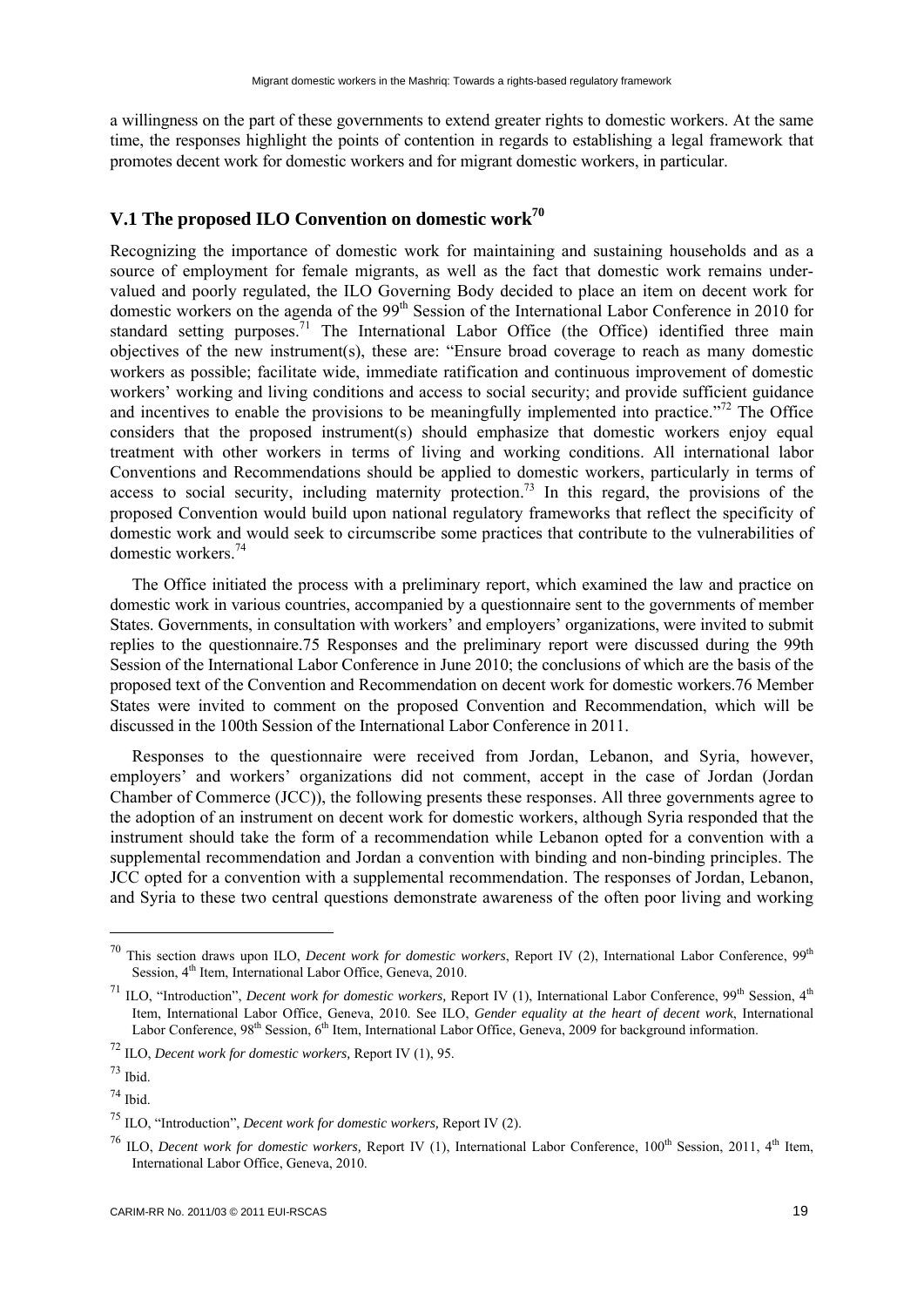a willingness on the part of these governments to extend greater rights to domestic workers. At the same time, the responses highlight the points of contention in regards to establishing a legal framework that promotes decent work for domestic workers and for migrant domestic workers, in particular.

## V.1 The proposed ILO Convention on domestic work[70]

Recognizing the importance of domestic work for maintaining and sustaining households and as a source of employment for female migrants, as well as the fact that domestic work remains under-valued and poorly regulated, the ILO Governing Body decided to place an item on decent work for domestic workers on the agenda of the 99th Session of the International Labor Conference in 2010 for standard setting purposes.[71] The International Labor Office (the Office) identified three main objectives of the new instrument(s), these are: "Ensure broad coverage to reach as many domestic workers as possible; facilitate wide, immediate ratification and continuous improvement of domestic workers' working and living conditions and access to social security; and provide sufficient guidance and incentives to enable the provisions to be meaningfully implemented into practice."[72] The Office considers that the proposed instrument(s) should emphasize that domestic workers enjoy equal treatment with other workers in terms of living and working conditions. All international labor Conventions and Recommendations should be applied to domestic workers, particularly in terms of access to social security, including maternity protection.[73] In this regard, the provisions of the proposed Convention would build upon national regulatory frameworks that reflect the specificity of domestic work and would seek to circumscribe some practices that contribute to the vulnerabilities of domestic workers.[74]

The Office initiated the process with a preliminary report, which examined the law and practice on domestic work in various countries, accompanied by a questionnaire sent to the governments of member States. Governments, in consultation with workers' and employers' organizations, were invited to submit replies to the questionnaire.75 Responses and the preliminary report were discussed during the 99th Session of the International Labor Conference in June 2010; the conclusions of which are the basis of the proposed text of the Convention and Recommendation on decent work for domestic workers.76 Member States were invited to comment on the proposed Convention and Recommendation, which will be discussed in the 100th Session of the International Labor Conference in 2011.

Responses to the questionnaire were received from Jordan, Lebanon, and Syria, however, employers' and workers' organizations did not comment, accept in the case of Jordan (Jordan Chamber of Commerce (JCC)), the following presents these responses. All three governments agree to the adoption of an instrument on decent work for domestic workers, although Syria responded that the instrument should take the form of a recommendation while Lebanon opted for a convention with a supplemental recommendation and Jordan a convention with binding and non-binding principles. The JCC opted for a convention with a supplemental recommendation. The responses of Jordan, Lebanon, and Syria to these two central questions demonstrate awareness of the often poor living and working

---

[70] This section draws upon ILO, *Decent work for domestic workers*, Report IV (2), International Labor Conference, 99th Session, 4th Item, International Labor Office, Geneva, 2010.

[71] ILO, "Introduction", *Decent work for domestic workers,* Report IV (1), International Labor Conference, 99th Session, 4th Item, International Labor Office, Geneva, 2010. See ILO, *Gender equality at the heart of decent work*, International Labor Conference, 98th Session, 6th Item, International Labor Office, Geneva, 2009 for background information.

[72] ILO, *Decent work for domestic workers,* Report IV (1), 95.

[73] Ibid.

[74] Ibid.

[75] ILO, "Introduction", *Decent work for domestic workers,* Report IV (2).

[76] ILO, *Decent work for domestic workers,* Report IV (1), International Labor Conference, 100th Session, 2011, 4th Item, International Labor Office, Geneva, 2010.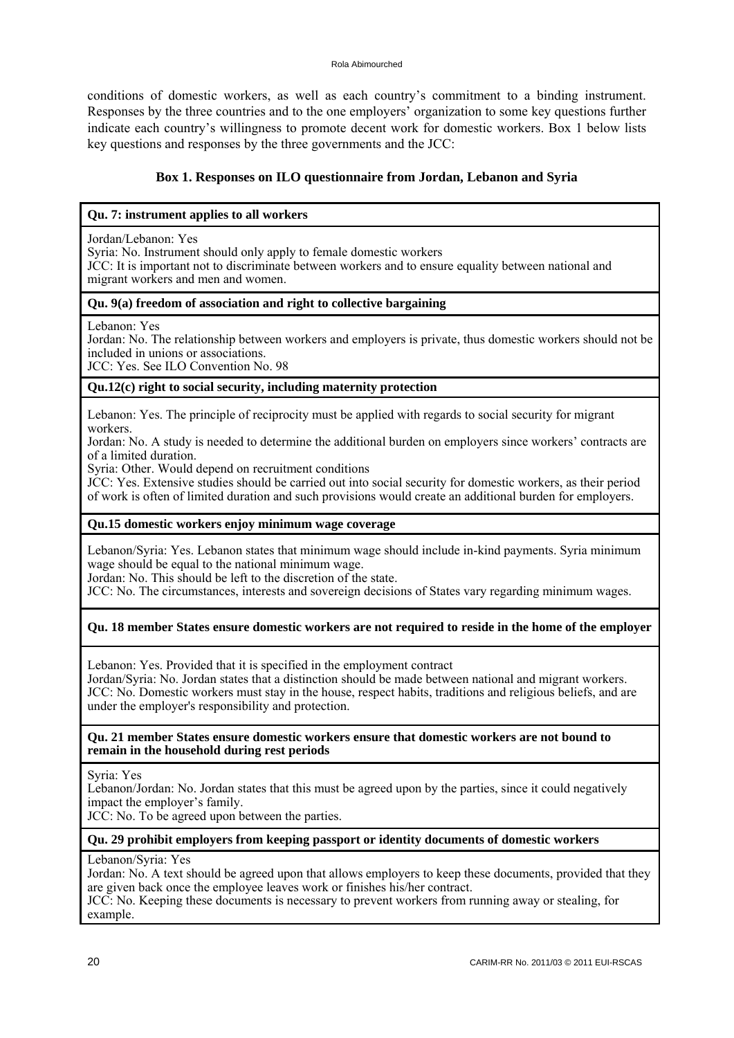conditions of domestic workers, as well as each country's commitment to a binding instrument. Responses by the three countries and to the one employers' organization to some key questions further indicate each country's willingness to promote decent work for domestic workers. Box 1 below lists key questions and responses by the three governments and the JCC:

### Box 1. Responses on ILO questionnaire from Jordan, Lebanon and Syria

**Qu. 7: instrument applies to all workers**

Jordan/Lebanon: Yes
Syria: No. Instrument should only apply to female domestic workers
JCC: It is important not to discriminate between workers and to ensure equality between national and migrant workers and men and women.

**Qu. 9(a) freedom of association and right to collective bargaining**

Lebanon: Yes
Jordan: No. The relationship between workers and employers is private, thus domestic workers should not be included in unions or associations.
JCC: Yes. See ILO Convention No. 98

**Qu.12(c) right to social security, including maternity protection**

Lebanon: Yes. The principle of reciprocity must be applied with regards to social security for migrant workers.
Jordan: No. A study is needed to determine the additional burden on employers since workers' contracts are of a limited duration.
Syria: Other. Would depend on recruitment conditions
JCC: Yes. Extensive studies should be carried out into social security for domestic workers, as their period of work is often of limited duration and such provisions would create an additional burden for employers.

**Qu.15 domestic workers enjoy minimum wage coverage**

Lebanon/Syria: Yes. Lebanon states that minimum wage should include in-kind payments. Syria minimum wage should be equal to the national minimum wage.
Jordan: No. This should be left to the discretion of the state.
JCC: No. The circumstances, interests and sovereign decisions of States vary regarding minimum wages.

**Qu. 18 member States ensure domestic workers are not required to reside in the home of the employer**

Lebanon: Yes. Provided that it is specified in the employment contract
Jordan/Syria: No. Jordan states that a distinction should be made between national and migrant workers.
JCC: No. Domestic workers must stay in the house, respect habits, traditions and religious beliefs, and are under the employer's responsibility and protection.

**Qu. 21 member States ensure domestic workers ensure that domestic workers are not bound to remain in the household during rest periods**

Syria: Yes
Lebanon/Jordan: No. Jordan states that this must be agreed upon by the parties, since it could negatively impact the employer's family.
JCC: No. To be agreed upon between the parties.

**Qu. 29 prohibit employers from keeping passport or identity documents of domestic workers**

Lebanon/Syria: Yes
Jordan: No. A text should be agreed upon that allows employers to keep these documents, provided that they are given back once the employee leaves work or finishes his/her contract.
JCC: No. Keeping these documents is necessary to prevent workers from running away or stealing, for example.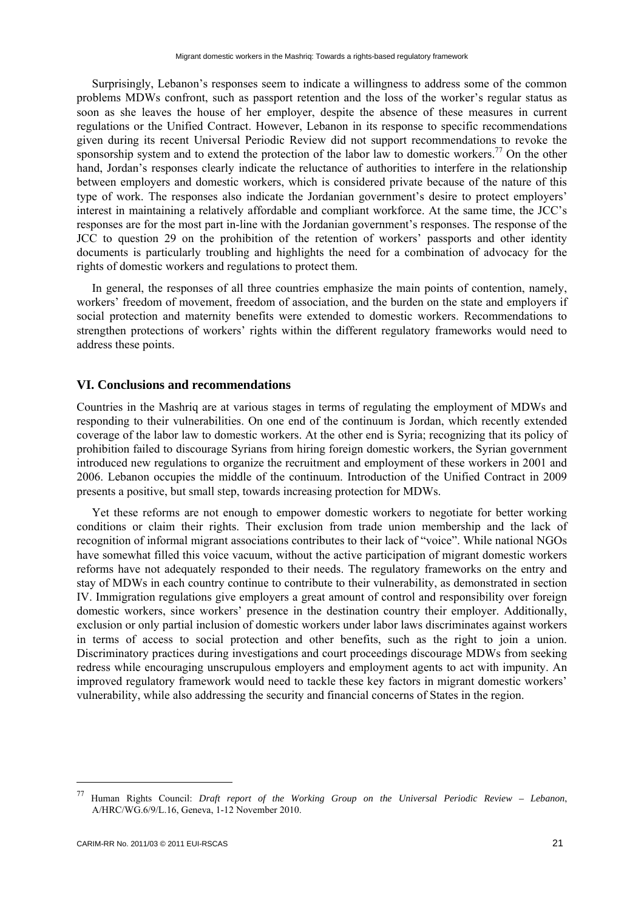Surprisingly, Lebanon's responses seem to indicate a willingness to address some of the common problems MDWs confront, such as passport retention and the loss of the worker's regular status as soon as she leaves the house of her employer, despite the absence of these measures in current regulations or the Unified Contract. However, Lebanon in its response to specific recommendations given during its recent Universal Periodic Review did not support recommendations to revoke the sponsorship system and to extend the protection of the labor law to domestic workers.[77] On the other hand, Jordan's responses clearly indicate the reluctance of authorities to interfere in the relationship between employers and domestic workers, which is considered private because of the nature of this type of work. The responses also indicate the Jordanian government's desire to protect employers' interest in maintaining a relatively affordable and compliant workforce. At the same time, the JCC's responses are for the most part in-line with the Jordanian government's responses. The response of the JCC to question 29 on the prohibition of the retention of workers' passports and other identity documents is particularly troubling and highlights the need for a combination of advocacy for the rights of domestic workers and regulations to protect them.

In general, the responses of all three countries emphasize the main points of contention, namely, workers' freedom of movement, freedom of association, and the burden on the state and employers if social protection and maternity benefits were extended to domestic workers. Recommendations to strengthen protections of workers' rights within the different regulatory frameworks would need to address these points.

## VI. Conclusions and recommendations

Countries in the Mashriq are at various stages in terms of regulating the employment of MDWs and responding to their vulnerabilities. On one end of the continuum is Jordan, which recently extended coverage of the labor law to domestic workers. At the other end is Syria; recognizing that its policy of prohibition failed to discourage Syrians from hiring foreign domestic workers, the Syrian government introduced new regulations to organize the recruitment and employment of these workers in 2001 and 2006. Lebanon occupies the middle of the continuum. Introduction of the Unified Contract in 2009 presents a positive, but small step, towards increasing protection for MDWs.

Yet these reforms are not enough to empower domestic workers to negotiate for better working conditions or claim their rights. Their exclusion from trade union membership and the lack of recognition of informal migrant associations contributes to their lack of "voice". While national NGOs have somewhat filled this voice vacuum, without the active participation of migrant domestic workers reforms have not adequately responded to their needs. The regulatory frameworks on the entry and stay of MDWs in each country continue to contribute to their vulnerability, as demonstrated in section IV. Immigration regulations give employers a great amount of control and responsibility over foreign domestic workers, since workers' presence in the destination country their employer. Additionally, exclusion or only partial inclusion of domestic workers under labor laws discriminates against workers in terms of access to social protection and other benefits, such as the right to join a union. Discriminatory practices during investigations and court proceedings discourage MDWs from seeking redress while encouraging unscrupulous employers and employment agents to act with impunity. An improved regulatory framework would need to tackle these key factors in migrant domestic workers' vulnerability, while also addressing the security and financial concerns of States in the region.

---

[77] Human Rights Council: *Draft report of the Working Group on the Universal Periodic Review – Lebanon*, A/HRC/WG.6/9/L.16, Geneva, 1-12 November 2010.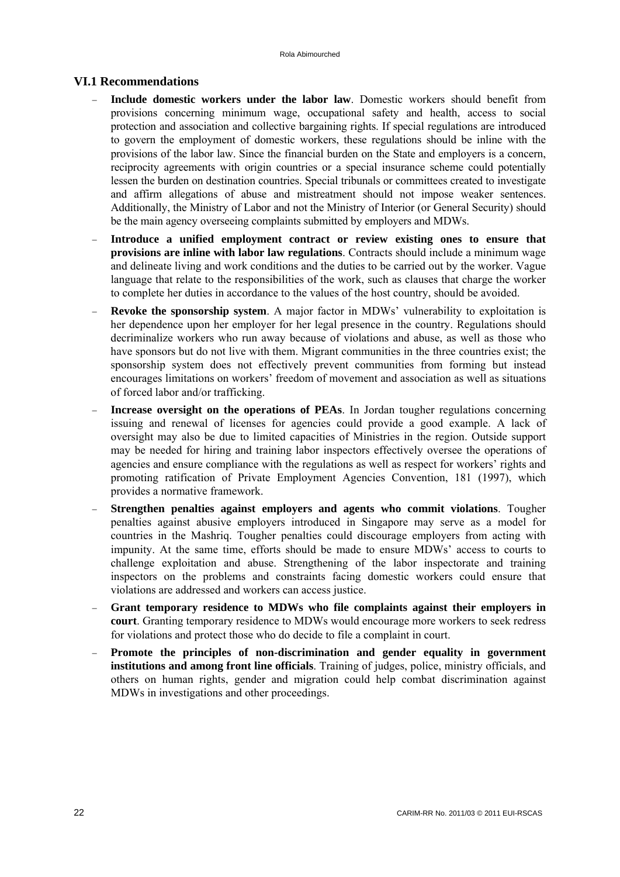## VI.1 Recommendations

- **Include domestic workers under the labor law**. Domestic workers should benefit from provisions concerning minimum wage, occupational safety and health, access to social protection and association and collective bargaining rights. If special regulations are introduced to govern the employment of domestic workers, these regulations should be inline with the provisions of the labor law. Since the financial burden on the State and employers is a concern, reciprocity agreements with origin countries or a special insurance scheme could potentially lessen the burden on destination countries. Special tribunals or committees created to investigate and affirm allegations of abuse and mistreatment should not impose weaker sentences. Additionally, the Ministry of Labor and not the Ministry of Interior (or General Security) should be the main agency overseeing complaints submitted by employers and MDWs.
- **Introduce a unified employment contract or review existing ones to ensure that provisions are inline with labor law regulations**. Contracts should include a minimum wage and delineate living and work conditions and the duties to be carried out by the worker. Vague language that relate to the responsibilities of the work, such as clauses that charge the worker to complete her duties in accordance to the values of the host country, should be avoided.
- **Revoke the sponsorship system**. A major factor in MDWs' vulnerability to exploitation is her dependence upon her employer for her legal presence in the country. Regulations should decriminalize workers who run away because of violations and abuse, as well as those who have sponsors but do not live with them. Migrant communities in the three countries exist; the sponsorship system does not effectively prevent communities from forming but instead encourages limitations on workers' freedom of movement and association as well as situations of forced labor and/or trafficking.
- **Increase oversight on the operations of PEAs**. In Jordan tougher regulations concerning issuing and renewal of licenses for agencies could provide a good example. A lack of oversight may also be due to limited capacities of Ministries in the region. Outside support may be needed for hiring and training labor inspectors effectively oversee the operations of agencies and ensure compliance with the regulations as well as respect for workers' rights and promoting ratification of Private Employment Agencies Convention, 181 (1997), which provides a normative framework.
- **Strengthen penalties against employers and agents who commit violations**. Tougher penalties against abusive employers introduced in Singapore may serve as a model for countries in the Mashriq. Tougher penalties could discourage employers from acting with impunity. At the same time, efforts should be made to ensure MDWs' access to courts to challenge exploitation and abuse. Strengthening of the labor inspectorate and training inspectors on the problems and constraints facing domestic workers could ensure that violations are addressed and workers can access justice.
- **Grant temporary residence to MDWs who file complaints against their employers in court**. Granting temporary residence to MDWs would encourage more workers to seek redress for violations and protect those who do decide to file a complaint in court.
- **Promote the principles of non-discrimination and gender equality in government institutions and among front line officials**. Training of judges, police, ministry officials, and others on human rights, gender and migration could help combat discrimination against MDWs in investigations and other proceedings.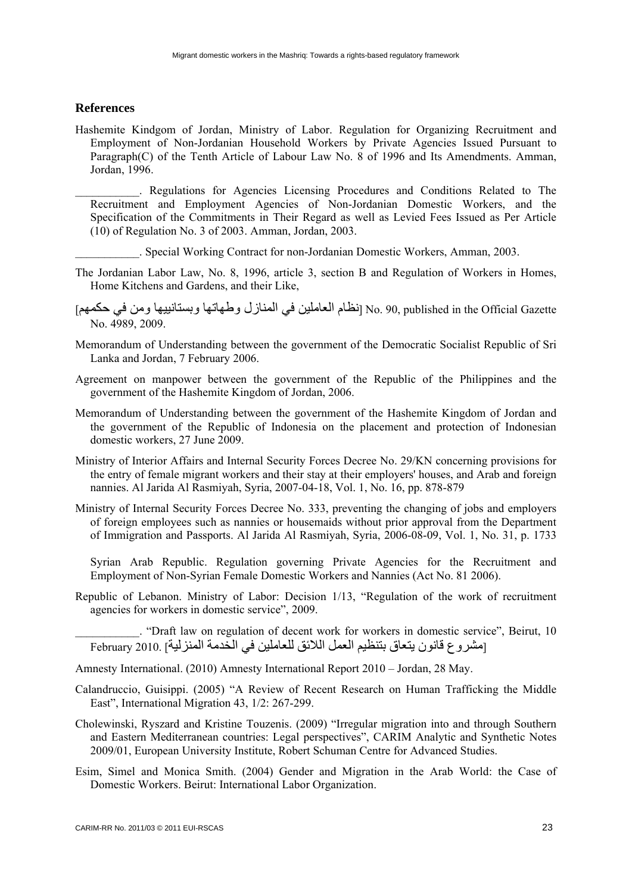## References

Hashemite Kindgom of Jordan, Ministry of Labor. Regulation for Organizing Recruitment and Employment of Non-Jordanian Household Workers by Private Agencies Issued Pursuant to Paragraph(C) of the Tenth Article of Labour Law No. 8 of 1996 and Its Amendments. Amman, Jordan, 1996.

___________. Regulations for Agencies Licensing Procedures and Conditions Related to The Recruitment and Employment Agencies of Non-Jordanian Domestic Workers, and the Specification of the Commitments in Their Regard as well as Levied Fees Issued as Per Article (10) of Regulation No. 3 of 2003. Amman, Jordan, 2003.

___________. Special Working Contract for non-Jordanian Domestic Workers, Amman, 2003.

The Jordanian Labor Law, No. 8, 1996, article 3, section B and Regulation of Workers in Homes, Home Kitchens and Gardens, and their Like,

[نظام العاملين في المنازل وطهاتها وبستانييها ومن في حكمهم] No. 90, published in the Official Gazette No. 4989, 2009.

Memorandum of Understanding between the government of the Democratic Socialist Republic of Sri Lanka and Jordan, 7 February 2006.

Agreement on manpower between the government of the Republic of the Philippines and the government of the Hashemite Kingdom of Jordan, 2006.

Memorandum of Understanding between the government of the Hashemite Kingdom of Jordan and the government of the Republic of Indonesia on the placement and protection of Indonesian domestic workers, 27 June 2009.

Ministry of Interior Affairs and Internal Security Forces Decree No. 29/KN concerning provisions for the entry of female migrant workers and their stay at their employers' houses, and Arab and foreign nannies. Al Jarida Al Rasmiyah, Syria, 2007-04-18, Vol. 1, No. 16, pp. 878-879

Ministry of Internal Security Forces Decree No. 333, preventing the changing of jobs and employers of foreign employees such as nannies or housemaids without prior approval from the Department of Immigration and Passports. Al Jarida Al Rasmiyah, Syria, 2006-08-09, Vol. 1, No. 31, p. 1733

Syrian Arab Republic. Regulation governing Private Agencies for the Recruitment and Employment of Non-Syrian Female Domestic Workers and Nannies (Act No. 81 2006).

Republic of Lebanon. Ministry of Labor: Decision 1/13, "Regulation of the work of recruitment agencies for workers in domestic service", 2009.

___________. "Draft law on regulation of decent work for workers in domestic service", Beirut, 10 February 2010. [مشروع قانون يتعلق بتنظيم العمل اللائق للعاملين في الخدمة المنزلية]

Amnesty International. (2010) Amnesty International Report 2010 – Jordan, 28 May.

Calandruccio, Guisippi. (2005) "A Review of Recent Research on Human Trafficking the Middle East", International Migration 43, 1/2: 267-299.

Cholewinski, Ryszard and Kristine Touzenis. (2009) "Irregular migration into and through Southern and Eastern Mediterranean countries: Legal perspectives", CARIM Analytic and Synthetic Notes 2009/01, European University Institute, Robert Schuman Centre for Advanced Studies.

Esim, Simel and Monica Smith. (2004) Gender and Migration in the Arab World: the Case of Domestic Workers. Beirut: International Labor Organization.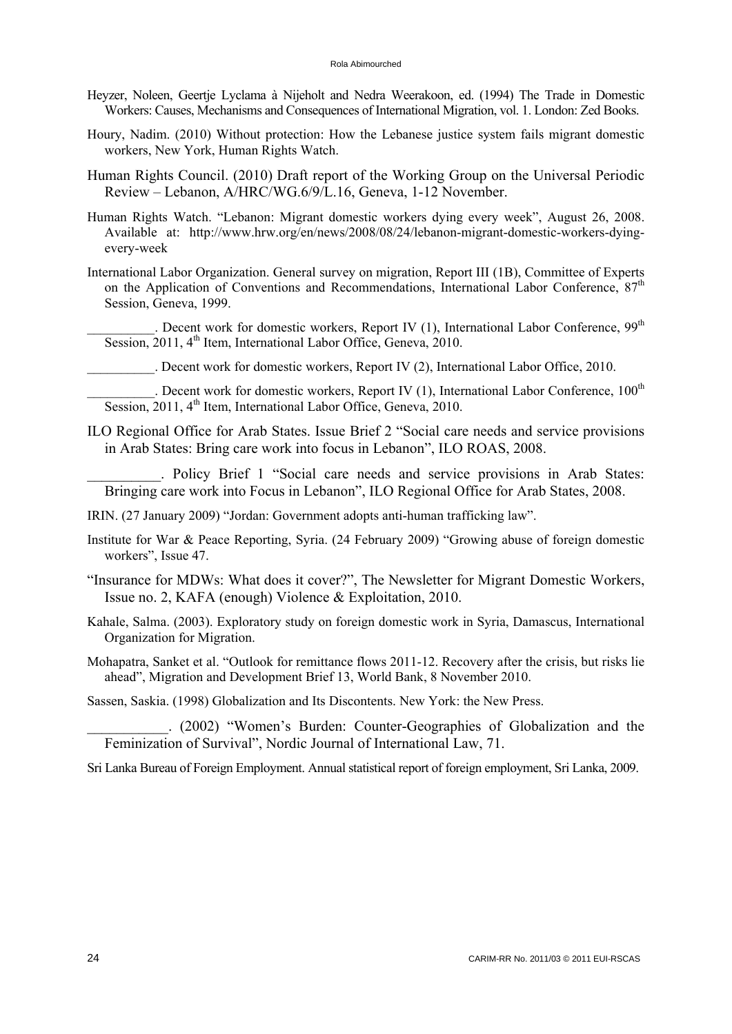Heyzer, Noleen, Geertje Lyclama à Nijeholt and Nedra Weerakoon, ed. (1994) The Trade in Domestic Workers: Causes, Mechanisms and Consequences of International Migration, vol. 1. London: Zed Books.

Houry, Nadim. (2010) Without protection: How the Lebanese justice system fails migrant domestic workers, New York, Human Rights Watch.

Human Rights Council. (2010) Draft report of the Working Group on the Universal Periodic Review – Lebanon, A/HRC/WG.6/9/L.16, Geneva, 1-12 November.

Human Rights Watch. "Lebanon: Migrant domestic workers dying every week", August 26, 2008. Available at: http://www.hrw.org/en/news/2008/08/24/lebanon-migrant-domestic-workers-dying-every-week

International Labor Organization. General survey on migration, Report III (1B), Committee of Experts on the Application of Conventions and Recommendations, International Labor Conference, 87th Session, Geneva, 1999.

__________. Decent work for domestic workers, Report IV (1), International Labor Conference, 99th Session, 2011, 4th Item, International Labor Office, Geneva, 2010.

__________. Decent work for domestic workers, Report IV (2), International Labor Office, 2010.

__________. Decent work for domestic workers, Report IV (1), International Labor Conference, 100th Session, 2011, 4th Item, International Labor Office, Geneva, 2010.

ILO Regional Office for Arab States. Issue Brief 2 "Social care needs and service provisions in Arab States: Bring care work into focus in Lebanon", ILO ROAS, 2008.

__________. Policy Brief 1 "Social care needs and service provisions in Arab States: Bringing care work into Focus in Lebanon", ILO Regional Office for Arab States, 2008.

IRIN. (27 January 2009) "Jordan: Government adopts anti-human trafficking law".

Institute for War & Peace Reporting, Syria. (24 February 2009) "Growing abuse of foreign domestic workers", Issue 47.

"Insurance for MDWs: What does it cover?", The Newsletter for Migrant Domestic Workers, Issue no. 2, KAFA (enough) Violence & Exploitation, 2010.

Kahale, Salma. (2003). Exploratory study on foreign domestic work in Syria, Damascus, International Organization for Migration.

Mohapatra, Sanket et al. "Outlook for remittance flows 2011-12. Recovery after the crisis, but risks lie ahead", Migration and Development Brief 13, World Bank, 8 November 2010.

Sassen, Saskia. (1998) Globalization and Its Discontents. New York: the New Press.

___________. (2002) "Women's Burden: Counter-Geographies of Globalization and the Feminization of Survival", Nordic Journal of International Law, 71.

Sri Lanka Bureau of Foreign Employment. Annual statistical report of foreign employment, Sri Lanka, 2009.